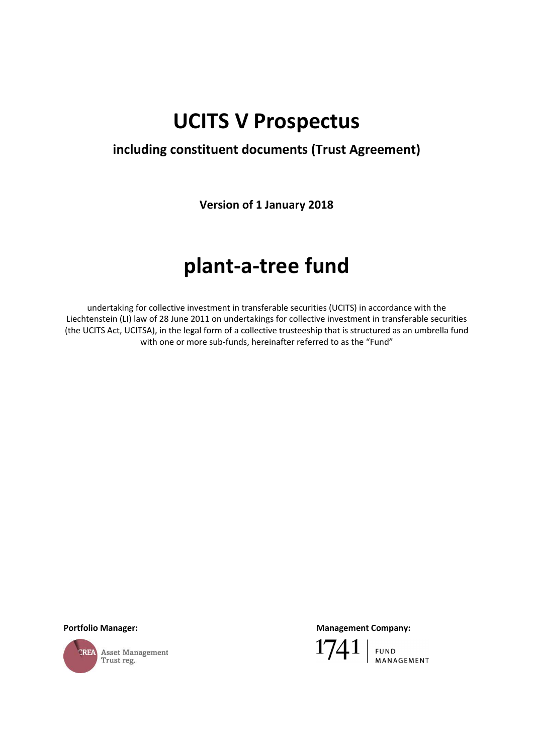# UCITS V Prospectus

## including constituent documents (Trust Agreement)

**Version of 1 January 2018**

# plant-a-tree fund

undertaking for collective investment in transferable securities (UCITS) in accordance with the Liechtenstein (LI) law of 28 June 2011 on undertakings for collective investment in transferable securities (the UCITS Act, UCITSA), in the legal form of a collective trusteeship that is structured as an umbrella fund with one or more sub-funds, hereinafter referred to as the "Fund"

**Portfolio Manager:**

CREA Asset Management Trust reg.

**Management Company:**

1741 FUND MANAGEMENT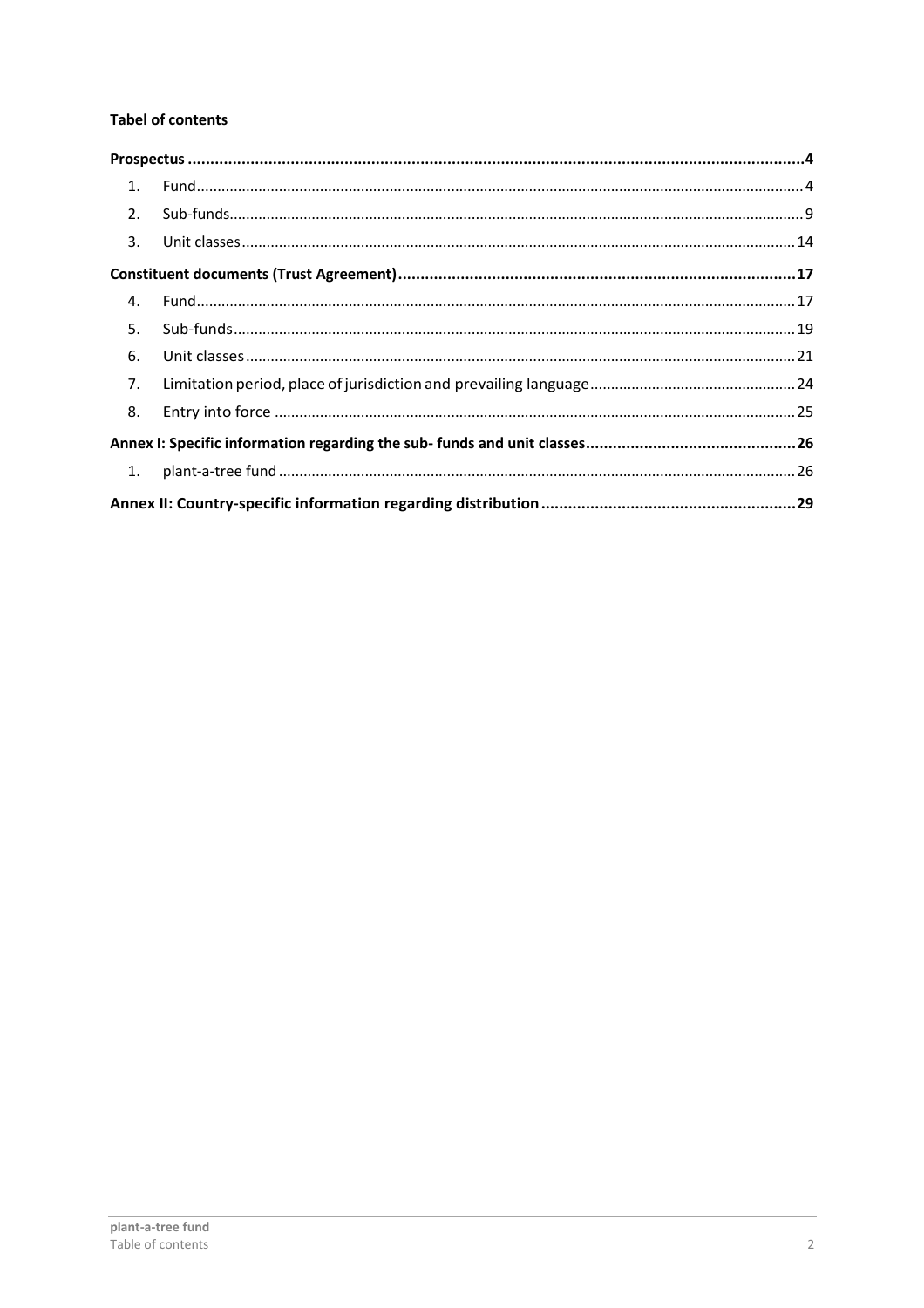**Tabel of contents**

**Prospectus** .......................................................................................................................................**4**

1. Fund ..................................................................................................................................................4
2. Sub-funds ...........................................................................................................................................9
3. Unit classes ......................................................................................................................................14

**Constituent documents (Trust Agreement)** .........................................................................................**17**

4. Fund .................................................................................................................................................17
5. Sub-funds .........................................................................................................................................19
6. Unit classes ......................................................................................................................................21
7. Limitation period, place of jurisdiction and prevailing language ..................................................24
8. Entry into force ...............................................................................................................................25

**Annex I: Specific information regarding the sub- funds and unit classes** ...............................................**26**

1. plant-a-tree fund ..............................................................................................................................26

**Annex II: Country-specific information regarding distribution** .........................................................**29**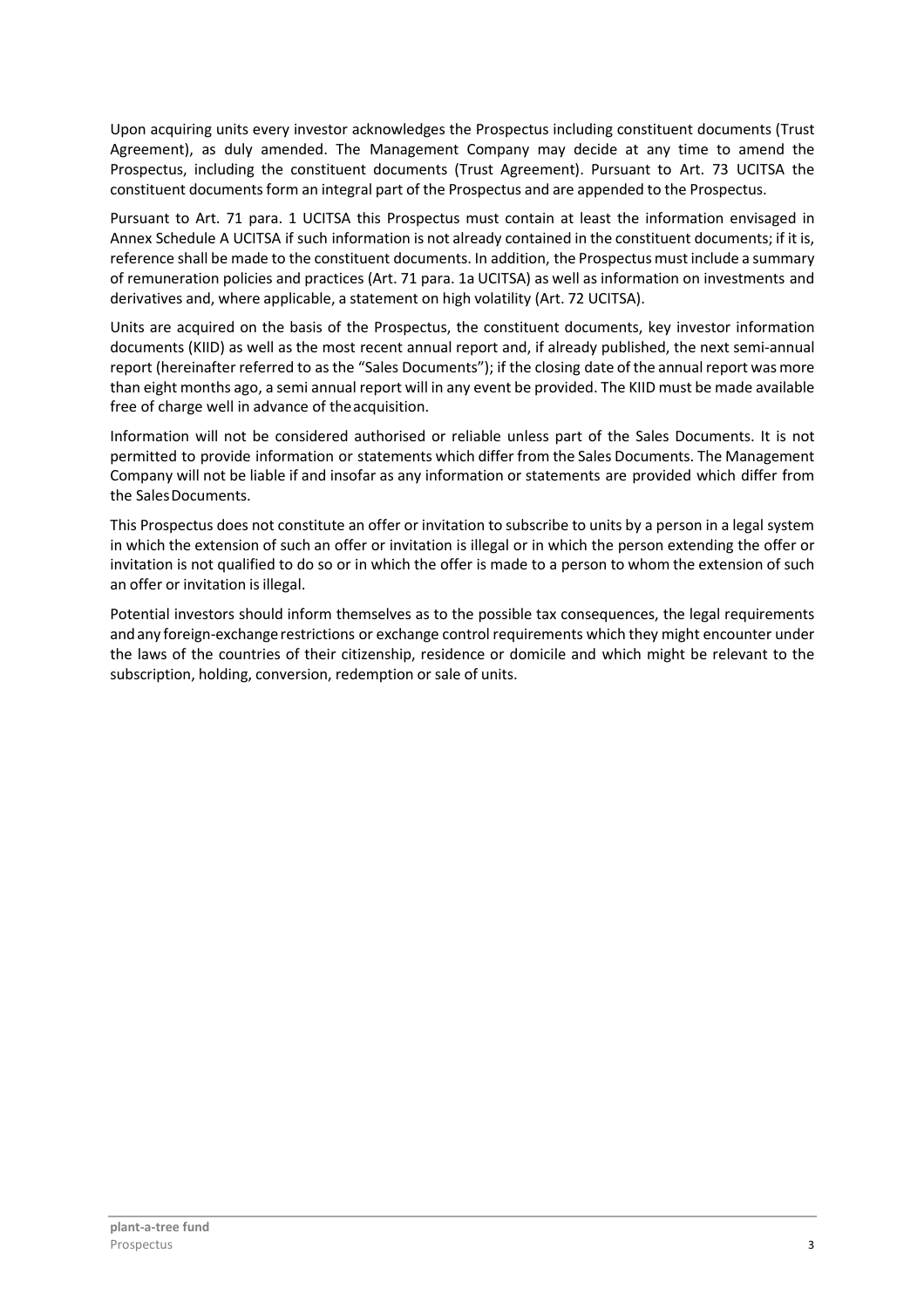Upon acquiring units every investor acknowledges the Prospectus including constituent documents (Trust Agreement), as duly amended. The Management Company may decide at any time to amend the Prospectus, including the constituent documents (Trust Agreement). Pursuant to Art. 73 UCITSA the constituent documents form an integral part of the Prospectus and are appended to the Prospectus.

Pursuant to Art. 71 para. 1 UCITSA this Prospectus must contain at least the information envisaged in Annex Schedule A UCITSA if such information is not already contained in the constituent documents; if it is, reference shall be made to the constituent documents. In addition, the Prospectus must include a summary of remuneration policies and practices (Art. 71 para. 1a UCITSA) as well as information on investments and derivatives and, where applicable, a statement on high volatility (Art. 72 UCITSA).

Units are acquired on the basis of the Prospectus, the constituent documents, key investor information documents (KIID) as well as the most recent annual report and, if already published, the next semi-annual report (hereinafter referred to as the "Sales Documents"); if the closing date of the annual report was more than eight months ago, a semi annual report will in any event be provided. The KIID must be made available free of charge well in advance of the acquisition.

Information will not be considered authorised or reliable unless part of the Sales Documents. It is not permitted to provide information or statements which differ from the Sales Documents. The Management Company will not be liable if and insofar as any information or statements are provided which differ from the Sales Documents.

This Prospectus does not constitute an offer or invitation to subscribe to units by a person in a legal system in which the extension of such an offer or invitation is illegal or in which the person extending the offer or invitation is not qualified to do so or in which the offer is made to a person to whom the extension of such an offer or invitation is illegal.

Potential investors should inform themselves as to the possible tax consequences, the legal requirements and any foreign-exchange restrictions or exchange control requirements which they might encounter under the laws of the countries of their citizenship, residence or domicile and which might be relevant to the subscription, holding, conversion, redemption or sale of units.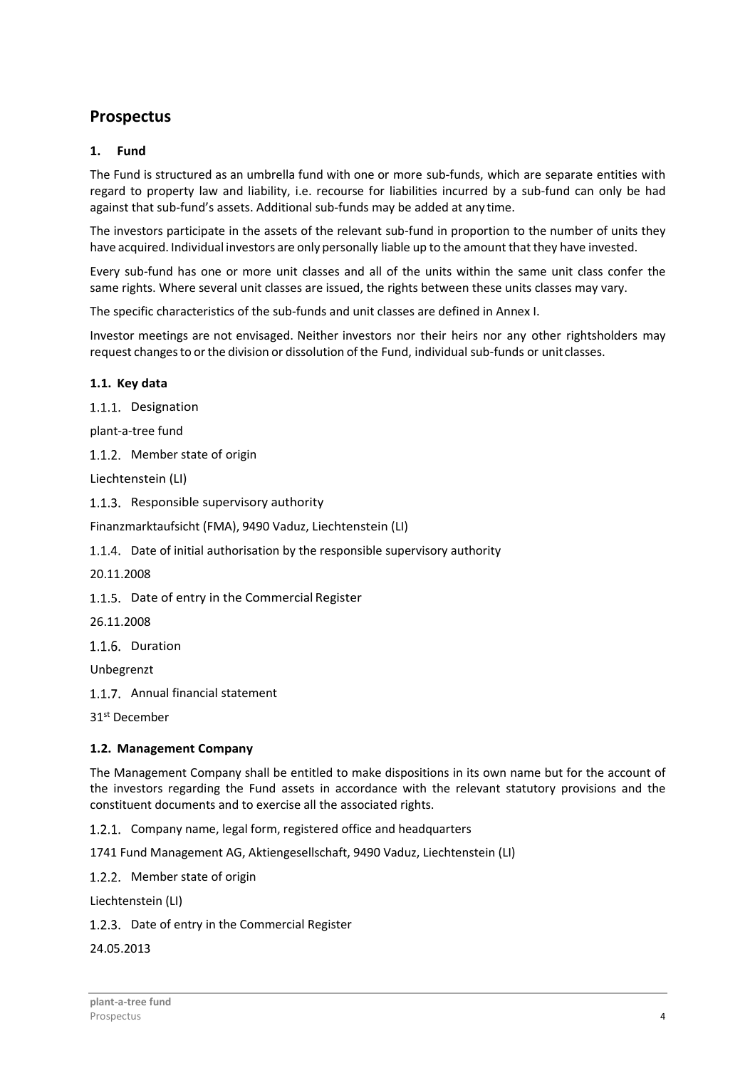# Prospectus

## 1. Fund

The Fund is structured as an umbrella fund with one or more sub-funds, which are separate entities with regard to property law and liability, i.e. recourse for liabilities incurred by a sub-fund can only be had against that sub-fund's assets. Additional sub-funds may be added at any time.

The investors participate in the assets of the relevant sub-fund in proportion to the number of units they have acquired. Individual investors are only personally liable up to the amount that they have invested.

Every sub-fund has one or more unit classes and all of the units within the same unit class confer the same rights. Where several unit classes are issued, the rights between these units classes may vary.

The specific characteristics of the sub-funds and unit classes are defined in Annex I.

Investor meetings are not envisaged. Neither investors nor their heirs nor any other rightsholders may request changes to or the division or dissolution of the Fund, individual sub-funds or unit classes.

### 1.1. Key data

#### 1.1.1. Designation

plant-a-tree fund

#### 1.1.2. Member state of origin

Liechtenstein (LI)

#### 1.1.3. Responsible supervisory authority

Finanzmarktaufsicht (FMA), 9490 Vaduz, Liechtenstein (LI)

#### 1.1.4. Date of initial authorisation by the responsible supervisory authority

20.11.2008

#### 1.1.5. Date of entry in the Commercial Register

26.11.2008

#### 1.1.6. Duration

Unbegrenzt

#### 1.1.7. Annual financial statement

31st December

### 1.2. Management Company

The Management Company shall be entitled to make dispositions in its own name but for the account of the investors regarding the Fund assets in accordance with the relevant statutory provisions and the constituent documents and to exercise all the associated rights.

#### 1.2.1. Company name, legal form, registered office and headquarters

1741 Fund Management AG, Aktiengesellschaft, 9490 Vaduz, Liechtenstein (LI)

#### 1.2.2. Member state of origin

Liechtenstein (LI)

#### 1.2.3. Date of entry in the Commercial Register

24.05.2013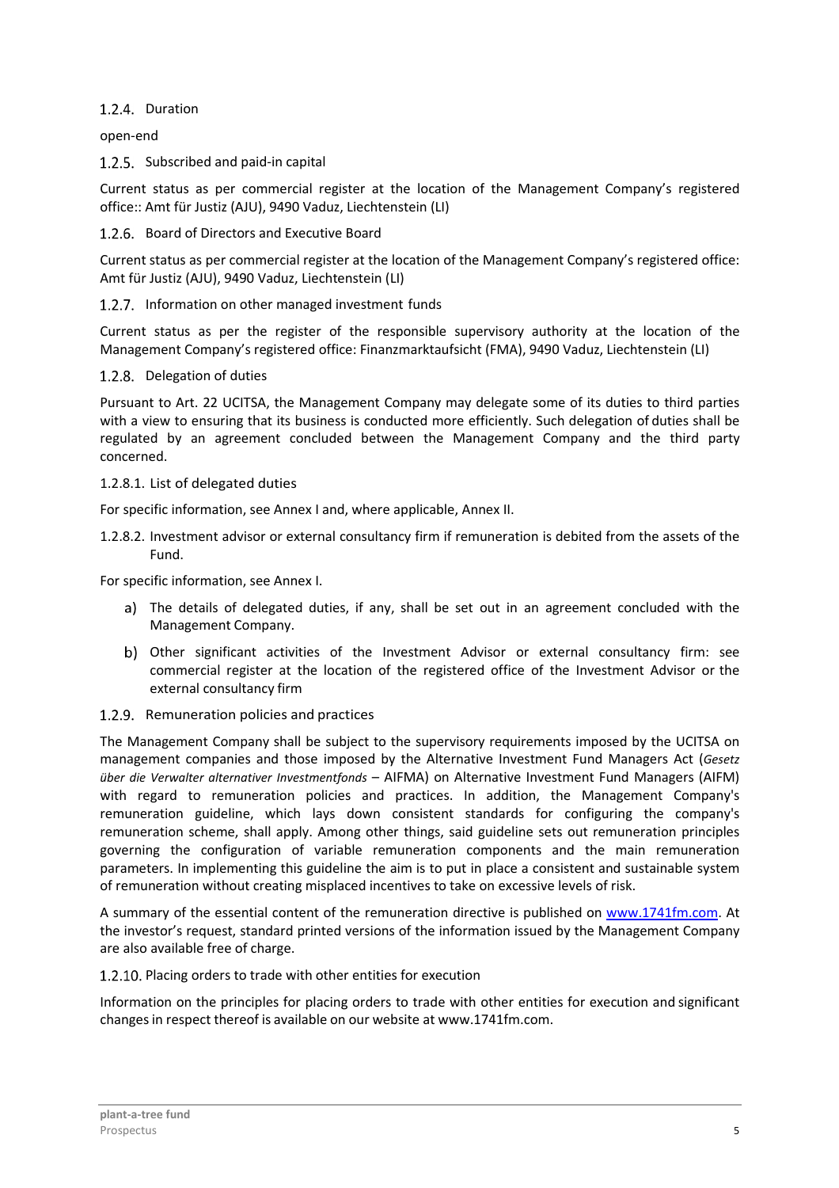### 1.2.4. Duration

open-end

### 1.2.5. Subscribed and paid-in capital

Current status as per commercial register at the location of the Management Company's registered office:: Amt für Justiz (AJU), 9490 Vaduz, Liechtenstein (LI)

### 1.2.6. Board of Directors and Executive Board

Current status as per commercial register at the location of the Management Company's registered office: Amt für Justiz (AJU), 9490 Vaduz, Liechtenstein (LI)

### 1.2.7. Information on other managed investment funds

Current status as per the register of the responsible supervisory authority at the location of the Management Company's registered office: Finanzmarktaufsicht (FMA), 9490 Vaduz, Liechtenstein (LI)

### 1.2.8. Delegation of duties

Pursuant to Art. 22 UCITSA, the Management Company may delegate some of its duties to third parties with a view to ensuring that its business is conducted more efficiently. Such delegation of duties shall be regulated by an agreement concluded between the Management Company and the third party concerned.

#### 1.2.8.1. List of delegated duties

For specific information, see Annex I and, where applicable, Annex II.

#### 1.2.8.2. Investment advisor or external consultancy firm if remuneration is debited from the assets of the Fund.

For specific information, see Annex I.

a) The details of delegated duties, if any, shall be set out in an agreement concluded with the Management Company.

b) Other significant activities of the Investment Advisor or external consultancy firm: see commercial register at the location of the registered office of the Investment Advisor or the external consultancy firm

### 1.2.9. Remuneration policies and practices

The Management Company shall be subject to the supervisory requirements imposed by the UCITSA on management companies and those imposed by the Alternative Investment Fund Managers Act (*Gesetz über die Verwalter alternativer Investmentfonds* – AIFMA) on Alternative Investment Fund Managers (AIFM) with regard to remuneration policies and practices. In addition, the Management Company's remuneration guideline, which lays down consistent standards for configuring the company's remuneration scheme, shall apply. Among other things, said guideline sets out remuneration principles governing the configuration of variable remuneration components and the main remuneration parameters. In implementing this guideline the aim is to put in place a consistent and sustainable system of remuneration without creating misplaced incentives to take on excessive levels of risk.

A summary of the essential content of the remuneration directive is published on [www.1741fm.com](www.1741fm.com). At the investor's request, standard printed versions of the information issued by the Management Company are also available free of charge.

### 1.2.10. Placing orders to trade with other entities for execution

Information on the principles for placing orders to trade with other entities for execution and significant changes in respect thereof is available on our website at www.1741fm.com.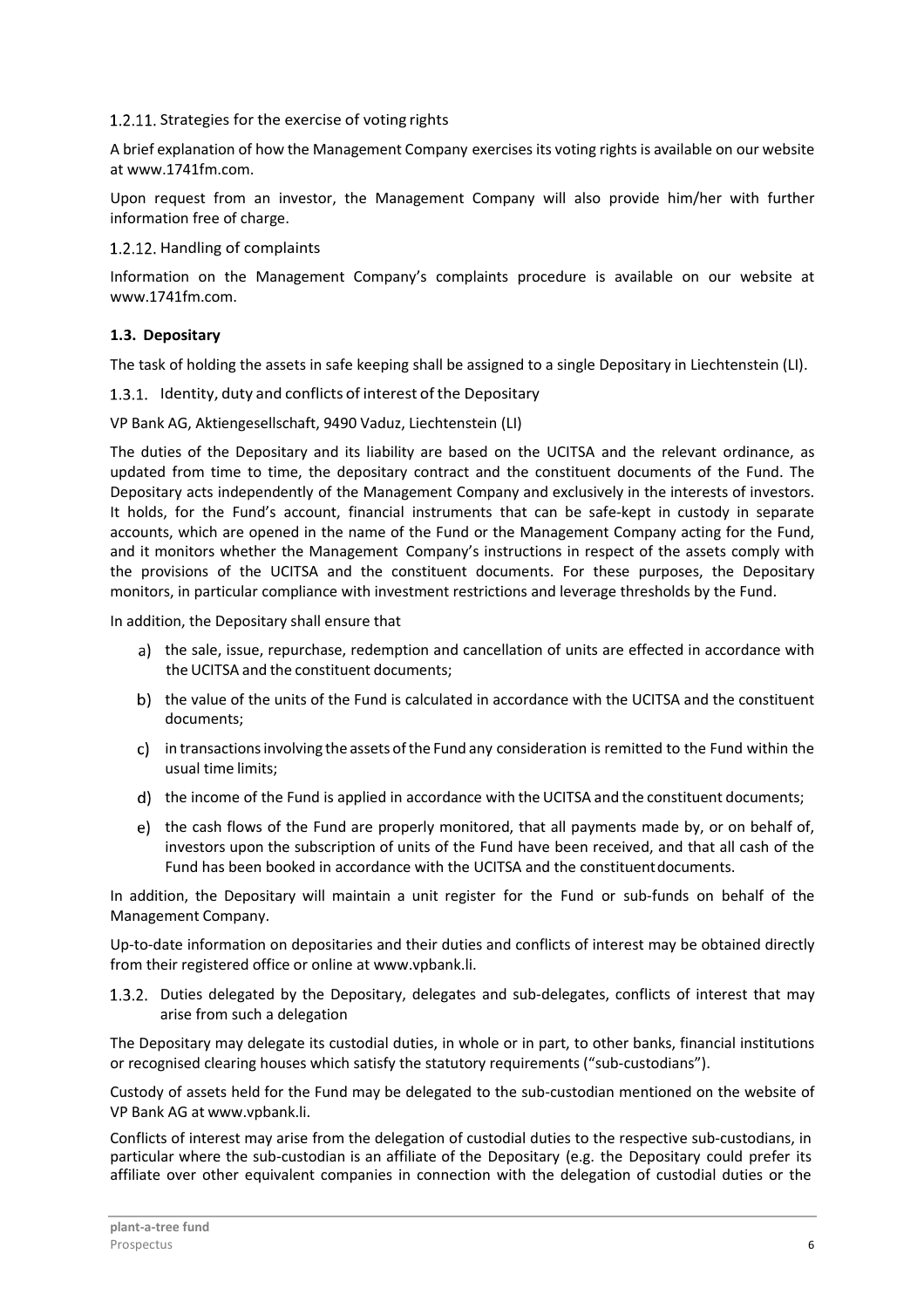#### 1.2.11. Strategies for the exercise of voting rights

A brief explanation of how the Management Company exercises its voting rights is available on our website at www.1741fm.com.

Upon request from an investor, the Management Company will also provide him/her with further information free of charge.

#### 1.2.12. Handling of complaints

Information on the Management Company's complaints procedure is available on our website at www.1741fm.com.

### 1.3. Depositary

The task of holding the assets in safe keeping shall be assigned to a single Depositary in Liechtenstein (LI).

#### 1.3.1. Identity, duty and conflicts of interest of the Depositary

VP Bank AG, Aktiengesellschaft, 9490 Vaduz, Liechtenstein (LI)

The duties of the Depositary and its liability are based on the UCITSA and the relevant ordinance, as updated from time to time, the depositary contract and the constituent documents of the Fund. The Depositary acts independently of the Management Company and exclusively in the interests of investors. It holds, for the Fund's account, financial instruments that can be safe-kept in custody in separate accounts, which are opened in the name of the Fund or the Management Company acting for the Fund, and it monitors whether the Management Company's instructions in respect of the assets comply with the provisions of the UCITSA and the constituent documents. For these purposes, the Depositary monitors, in particular compliance with investment restrictions and leverage thresholds by the Fund.

In addition, the Depositary shall ensure that

a) the sale, issue, repurchase, redemption and cancellation of units are effected in accordance with the UCITSA and the constituent documents;

b) the value of the units of the Fund is calculated in accordance with the UCITSA and the constituent documents;

c) in transactions involving the assets of the Fund any consideration is remitted to the Fund within the usual time limits;

d) the income of the Fund is applied in accordance with the UCITSA and the constituent documents;

e) the cash flows of the Fund are properly monitored, that all payments made by, or on behalf of, investors upon the subscription of units of the Fund have been received, and that all cash of the Fund has been booked in accordance with the UCITSA and the constituent documents.

In addition, the Depositary will maintain a unit register for the Fund or sub-funds on behalf of the Management Company.

Up-to-date information on depositaries and their duties and conflicts of interest may be obtained directly from their registered office or online at www.vpbank.li.

#### 1.3.2. Duties delegated by the Depositary, delegates and sub-delegates, conflicts of interest that may arise from such a delegation

The Depositary may delegate its custodial duties, in whole or in part, to other banks, financial institutions or recognised clearing houses which satisfy the statutory requirements ("sub-custodians").

Custody of assets held for the Fund may be delegated to the sub-custodian mentioned on the website of VP Bank AG at www.vpbank.li.

Conflicts of interest may arise from the delegation of custodial duties to the respective sub-custodians, in particular where the sub-custodian is an affiliate of the Depositary (e.g. the Depositary could prefer its affiliate over other equivalent companies in connection with the delegation of custodial duties or the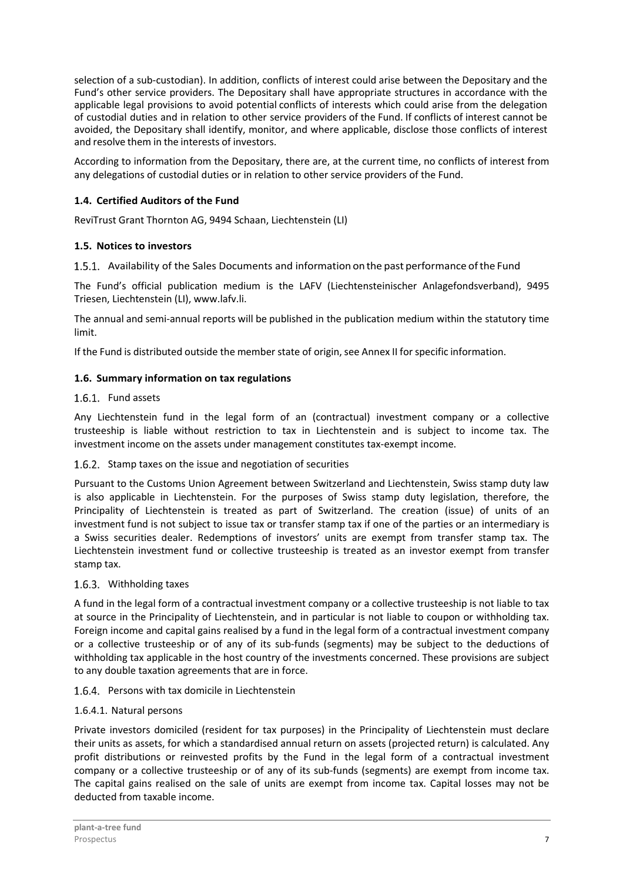selection of a sub-custodian). In addition, conflicts of interest could arise between the Depositary and the Fund's other service providers. The Depositary shall have appropriate structures in accordance with the applicable legal provisions to avoid potential conflicts of interests which could arise from the delegation of custodial duties and in relation to other service providers of the Fund. If conflicts of interest cannot be avoided, the Depositary shall identify, monitor, and where applicable, disclose those conflicts of interest and resolve them in the interests of investors.

According to information from the Depositary, there are, at the current time, no conflicts of interest from any delegations of custodial duties or in relation to other service providers of the Fund.

### 1.4. Certified Auditors of the Fund

ReviTrust Grant Thornton AG, 9494 Schaan, Liechtenstein (LI)

### 1.5. Notices to investors

#### 1.5.1. Availability of the Sales Documents and information on the past performance of the Fund

The Fund's official publication medium is the LAFV (Liechtensteinischer Anlagefondsverband), 9495 Triesen, Liechtenstein (LI), www.lafv.li.

The annual and semi-annual reports will be published in the publication medium within the statutory time limit.

If the Fund is distributed outside the member state of origin, see Annex II for specific information.

### 1.6. Summary information on tax regulations

#### 1.6.1. Fund assets

Any Liechtenstein fund in the legal form of an (contractual) investment company or a collective trusteeship is liable without restriction to tax in Liechtenstein and is subject to income tax. The investment income on the assets under management constitutes tax-exempt income.

#### 1.6.2. Stamp taxes on the issue and negotiation of securities

Pursuant to the Customs Union Agreement between Switzerland and Liechtenstein, Swiss stamp duty law is also applicable in Liechtenstein. For the purposes of Swiss stamp duty legislation, therefore, the Principality of Liechtenstein is treated as part of Switzerland. The creation (issue) of units of an investment fund is not subject to issue tax or transfer stamp tax if one of the parties or an intermediary is a Swiss securities dealer. Redemptions of investors' units are exempt from transfer stamp tax. The Liechtenstein investment fund or collective trusteeship is treated as an investor exempt from transfer stamp tax.

#### 1.6.3. Withholding taxes

A fund in the legal form of a contractual investment company or a collective trusteeship is not liable to tax at source in the Principality of Liechtenstein, and in particular is not liable to coupon or withholding tax. Foreign income and capital gains realised by a fund in the legal form of a contractual investment company or a collective trusteeship or of any of its sub-funds (segments) may be subject to the deductions of withholding tax applicable in the host country of the investments concerned. These provisions are subject to any double taxation agreements that are in force.

#### 1.6.4. Persons with tax domicile in Liechtenstein

##### 1.6.4.1. Natural persons

Private investors domiciled (resident for tax purposes) in the Principality of Liechtenstein must declare their units as assets, for which a standardised annual return on assets (projected return) is calculated. Any profit distributions or reinvested profits by the Fund in the legal form of a contractual investment company or a collective trusteeship or of any of its sub-funds (segments) are exempt from income tax. The capital gains realised on the sale of units are exempt from income tax. Capital losses may not be deducted from taxable income.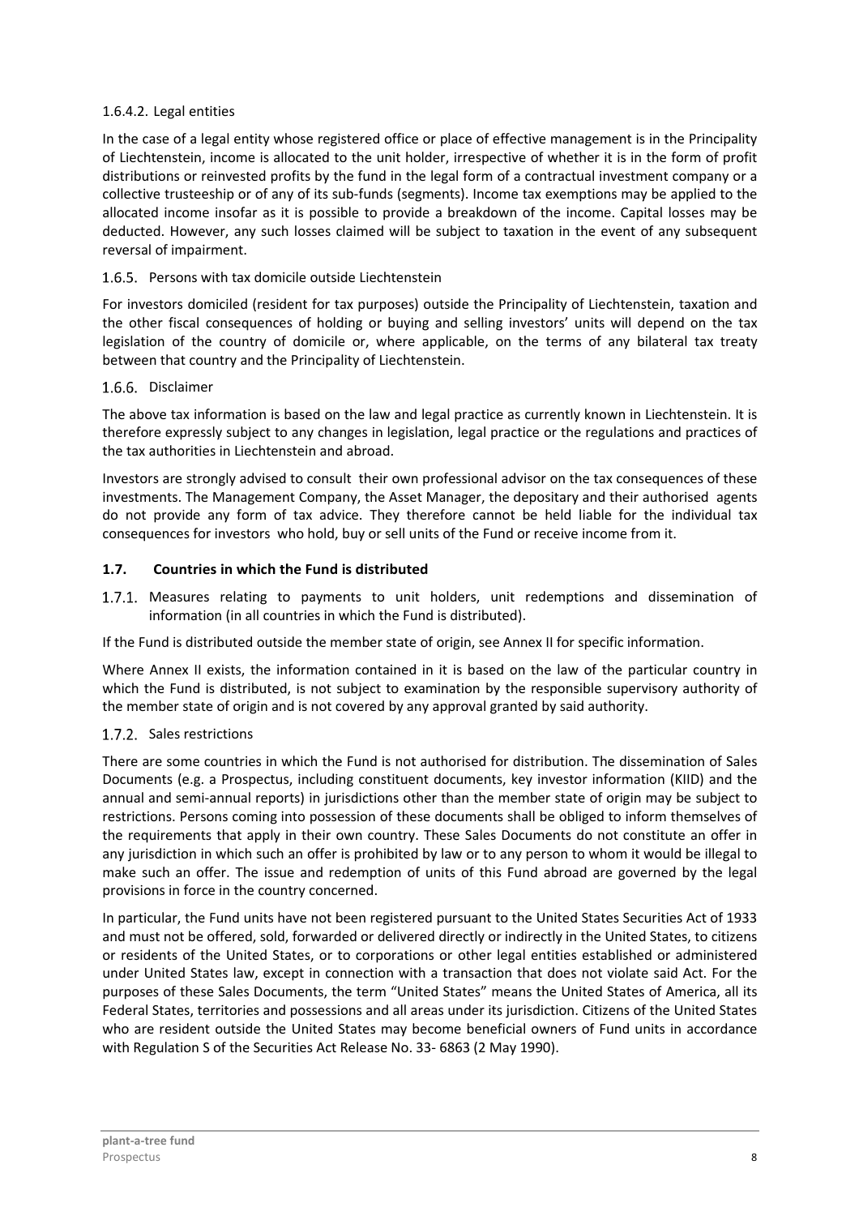#### 1.6.4.2. Legal entities

In the case of a legal entity whose registered office or place of effective management is in the Principality of Liechtenstein, income is allocated to the unit holder, irrespective of whether it is in the form of profit distributions or reinvested profits by the fund in the legal form of a contractual investment company or a collective trusteeship or of any of its sub-funds (segments). Income tax exemptions may be applied to the allocated income insofar as it is possible to provide a breakdown of the income. Capital losses may be deducted. However, any such losses claimed will be subject to taxation in the event of any subsequent reversal of impairment.

### 1.6.5. Persons with tax domicile outside Liechtenstein

For investors domiciled (resident for tax purposes) outside the Principality of Liechtenstein, taxation and the other fiscal consequences of holding or buying and selling investors' units will depend on the tax legislation of the country of domicile or, where applicable, on the terms of any bilateral tax treaty between that country and the Principality of Liechtenstein.

### 1.6.6. Disclaimer

The above tax information is based on the law and legal practice as currently known in Liechtenstein. It is therefore expressly subject to any changes in legislation, legal practice or the regulations and practices of the tax authorities in Liechtenstein and abroad.

Investors are strongly advised to consult their own professional advisor on the tax consequences of these investments. The Management Company, the Asset Manager, the depositary and their authorised agents do not provide any form of tax advice. They therefore cannot be held liable for the individual tax consequences for investors who hold, buy or sell units of the Fund or receive income from it.

## 1.7. Countries in which the Fund is distributed

### 1.7.1. Measures relating to payments to unit holders, unit redemptions and dissemination of information (in all countries in which the Fund is distributed).

If the Fund is distributed outside the member state of origin, see Annex II for specific information.

Where Annex II exists, the information contained in it is based on the law of the particular country in which the Fund is distributed, is not subject to examination by the responsible supervisory authority of the member state of origin and is not covered by any approval granted by said authority.

### 1.7.2. Sales restrictions

There are some countries in which the Fund is not authorised for distribution. The dissemination of Sales Documents (e.g. a Prospectus, including constituent documents, key investor information (KIID) and the annual and semi-annual reports) in jurisdictions other than the member state of origin may be subject to restrictions. Persons coming into possession of these documents shall be obliged to inform themselves of the requirements that apply in their own country. These Sales Documents do not constitute an offer in any jurisdiction in which such an offer is prohibited by law or to any person to whom it would be illegal to make such an offer. The issue and redemption of units of this Fund abroad are governed by the legal provisions in force in the country concerned.

In particular, the Fund units have not been registered pursuant to the United States Securities Act of 1933 and must not be offered, sold, forwarded or delivered directly or indirectly in the United States, to citizens or residents of the United States, or to corporations or other legal entities established or administered under United States law, except in connection with a transaction that does not violate said Act. For the purposes of these Sales Documents, the term "United States" means the United States of America, all its Federal States, territories and possessions and all areas under its jurisdiction. Citizens of the United States who are resident outside the United States may become beneficial owners of Fund units in accordance with Regulation S of the Securities Act Release No. 33- 6863 (2 May 1990).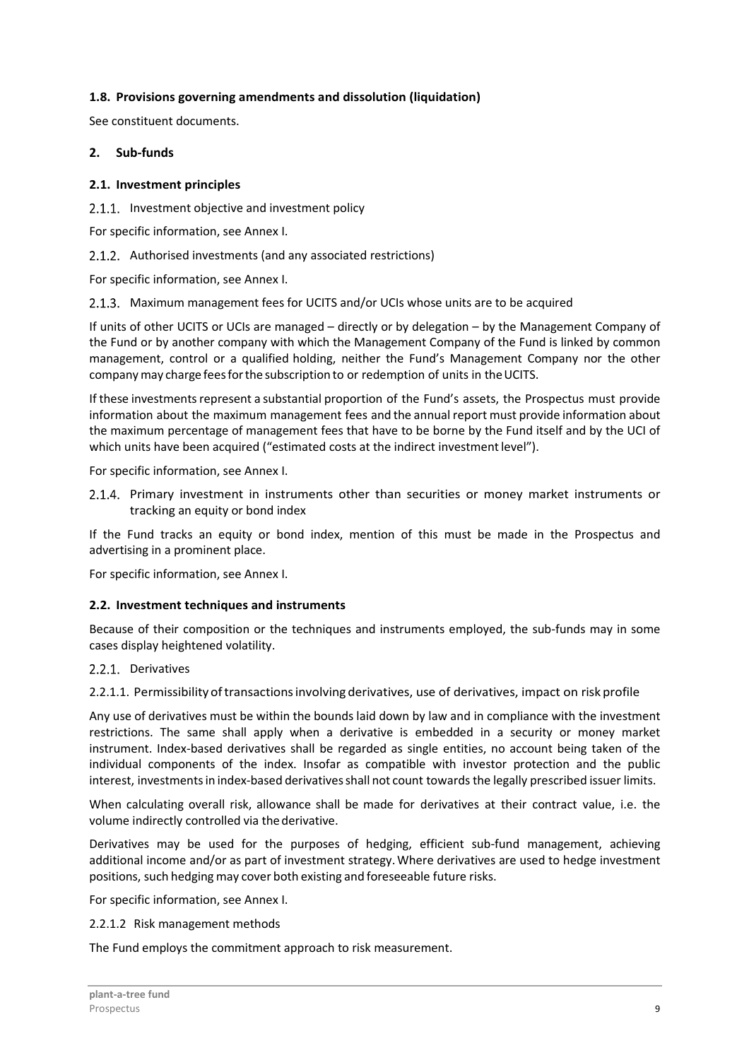### 1.8. Provisions governing amendments and dissolution (liquidation)

See constituent documents.

## 2. Sub-funds

### 2.1. Investment principles

#### 2.1.1. Investment objective and investment policy

For specific information, see Annex I.

#### 2.1.2. Authorised investments (and any associated restrictions)

For specific information, see Annex I.

#### 2.1.3. Maximum management fees for UCITS and/or UCIs whose units are to be acquired

If units of other UCITS or UCIs are managed – directly or by delegation – by the Management Company of the Fund or by another company with which the Management Company of the Fund is linked by common management, control or a qualified holding, neither the Fund's Management Company nor the other company may charge fees for the subscription to or redemption of units in the UCITS.

If these investments represent a substantial proportion of the Fund's assets, the Prospectus must provide information about the maximum management fees and the annual report must provide information about the maximum percentage of management fees that have to be borne by the Fund itself and by the UCI of which units have been acquired ("estimated costs at the indirect investment level").

For specific information, see Annex I.

#### 2.1.4. Primary investment in instruments other than securities or money market instruments or tracking an equity or bond index

If the Fund tracks an equity or bond index, mention of this must be made in the Prospectus and advertising in a prominent place.

For specific information, see Annex I.

### 2.2. Investment techniques and instruments

Because of their composition or the techniques and instruments employed, the sub-funds may in some cases display heightened volatility.

#### 2.2.1. Derivatives

2.2.1.1. Permissibility of transactions involving derivatives, use of derivatives, impact on risk profile

Any use of derivatives must be within the bounds laid down by law and in compliance with the investment restrictions. The same shall apply when a derivative is embedded in a security or money market instrument. Index-based derivatives shall be regarded as single entities, no account being taken of the individual components of the index. Insofar as compatible with investor protection and the public interest, investments in index-based derivatives shall not count towards the legally prescribed issuer limits.

When calculating overall risk, allowance shall be made for derivatives at their contract value, i.e. the volume indirectly controlled via the derivative.

Derivatives may be used for the purposes of hedging, efficient sub-fund management, achieving additional income and/or as part of investment strategy. Where derivatives are used to hedge investment positions, such hedging may cover both existing and foreseeable future risks.

For specific information, see Annex I.

2.2.1.2 Risk management methods

The Fund employs the commitment approach to risk measurement.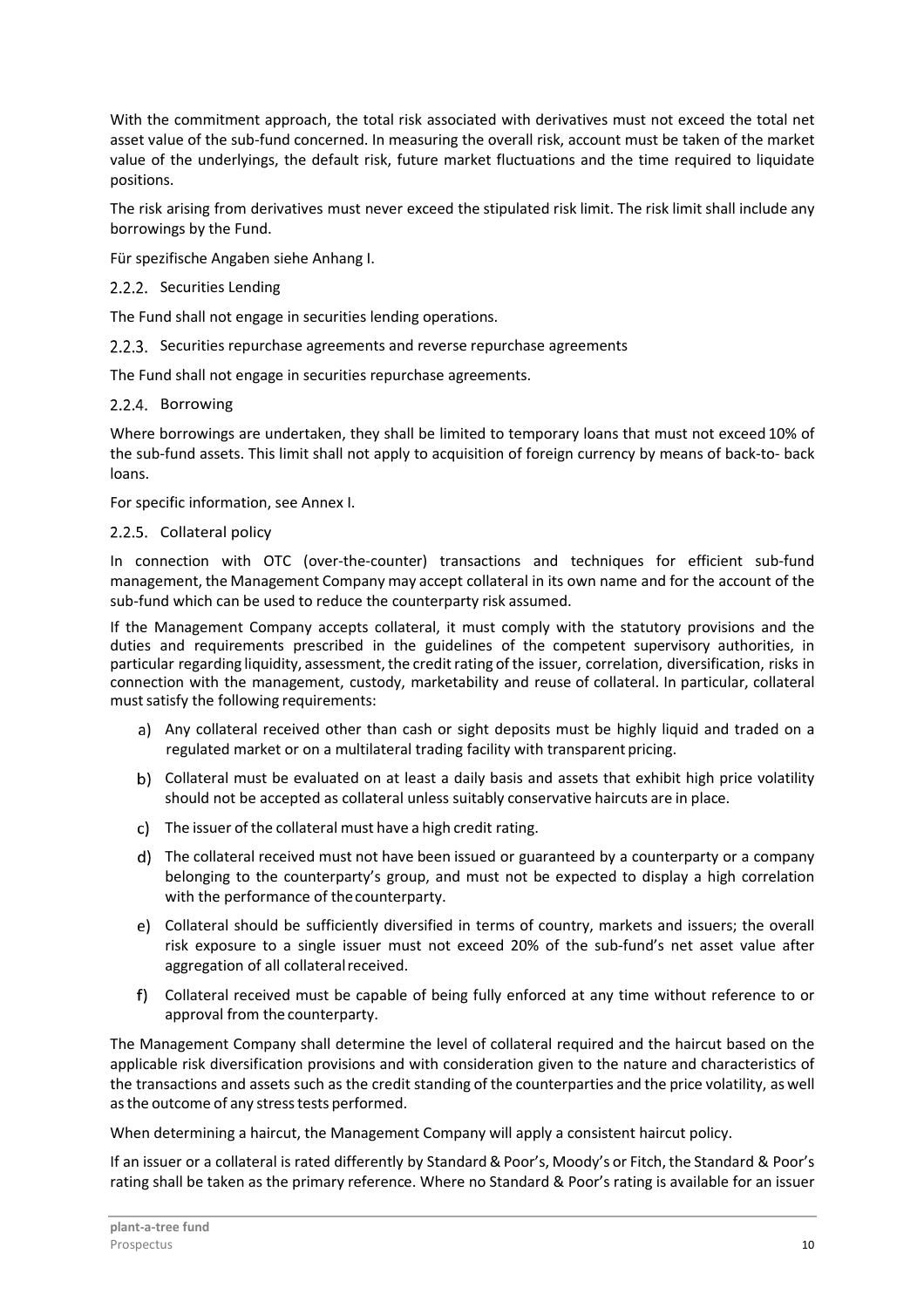With the commitment approach, the total risk associated with derivatives must not exceed the total net asset value of the sub-fund concerned. In measuring the overall risk, account must be taken of the market value of the underlyings, the default risk, future market fluctuations and the time required to liquidate positions.

The risk arising from derivatives must never exceed the stipulated risk limit. The risk limit shall include any borrowings by the Fund.

Für spezifische Angaben siehe Anhang I.

### 2.2.2. Securities Lending

The Fund shall not engage in securities lending operations.

### 2.2.3. Securities repurchase agreements and reverse repurchase agreements

The Fund shall not engage in securities repurchase agreements.

### 2.2.4. Borrowing

Where borrowings are undertaken, they shall be limited to temporary loans that must not exceed 10% of the sub-fund assets. This limit shall not apply to acquisition of foreign currency by means of back-to- back loans.

For specific information, see Annex I.

### 2.2.5. Collateral policy

In connection with OTC (over-the-counter) transactions and techniques for efficient sub-fund management, the Management Company may accept collateral in its own name and for the account of the sub-fund which can be used to reduce the counterparty risk assumed.

If the Management Company accepts collateral, it must comply with the statutory provisions and the duties and requirements prescribed in the guidelines of the competent supervisory authorities, in particular regarding liquidity, assessment, the credit rating of the issuer, correlation, diversification, risks in connection with the management, custody, marketability and reuse of collateral. In particular, collateral must satisfy the following requirements:

a) Any collateral received other than cash or sight deposits must be highly liquid and traded on a regulated market or on a multilateral trading facility with transparent pricing.
b) Collateral must be evaluated on at least a daily basis and assets that exhibit high price volatility should not be accepted as collateral unless suitably conservative haircuts are in place.
c) The issuer of the collateral must have a high credit rating.
d) The collateral received must not have been issued or guaranteed by a counterparty or a company belonging to the counterparty's group, and must not be expected to display a high correlation with the performance of the counterparty.
e) Collateral should be sufficiently diversified in terms of country, markets and issuers; the overall risk exposure to a single issuer must not exceed 20% of the sub-fund's net asset value after aggregation of all collateral received.
f) Collateral received must be capable of being fully enforced at any time without reference to or approval from the counterparty.

The Management Company shall determine the level of collateral required and the haircut based on the applicable risk diversification provisions and with consideration given to the nature and characteristics of the transactions and assets such as the credit standing of the counterparties and the price volatility, as well as the outcome of any stress tests performed.

When determining a haircut, the Management Company will apply a consistent haircut policy.

If an issuer or a collateral is rated differently by Standard & Poor's, Moody's or Fitch, the Standard & Poor's rating shall be taken as the primary reference. Where no Standard & Poor's rating is available for an issuer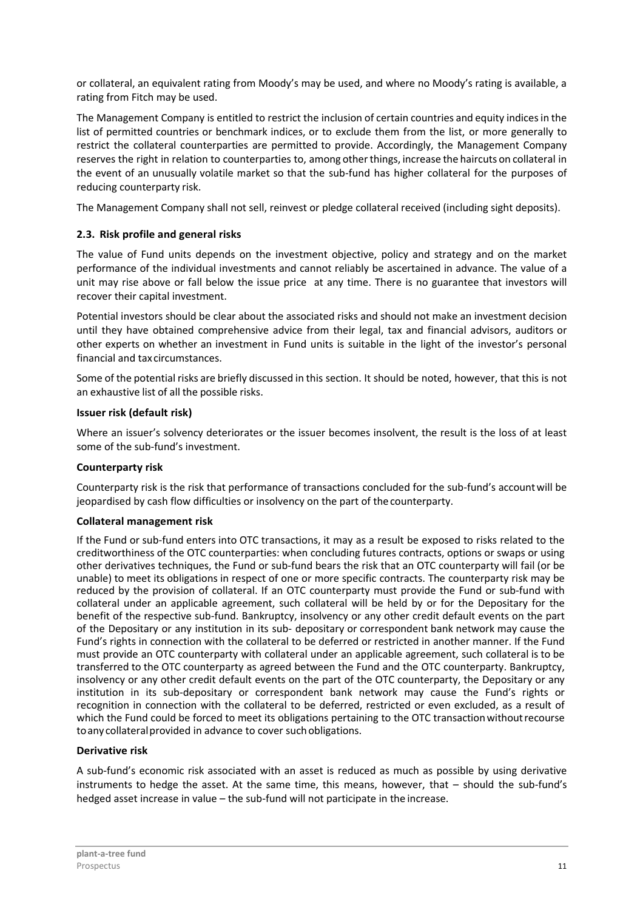or collateral, an equivalent rating from Moody's may be used, and where no Moody's rating is available, a rating from Fitch may be used.

The Management Company is entitled to restrict the inclusion of certain countries and equity indices in the list of permitted countries or benchmark indices, or to exclude them from the list, or more generally to restrict the collateral counterparties are permitted to provide. Accordingly, the Management Company reserves the right in relation to counterparties to, among other things, increase the haircuts on collateral in the event of an unusually volatile market so that the sub-fund has higher collateral for the purposes of reducing counterparty risk.

The Management Company shall not sell, reinvest or pledge collateral received (including sight deposits).

### 2.3. Risk profile and general risks

The value of Fund units depends on the investment objective, policy and strategy and on the market performance of the individual investments and cannot reliably be ascertained in advance. The value of a unit may rise above or fall below the issue price at any time. There is no guarantee that investors will recover their capital investment.

Potential investors should be clear about the associated risks and should not make an investment decision until they have obtained comprehensive advice from their legal, tax and financial advisors, auditors or other experts on whether an investment in Fund units is suitable in the light of the investor's personal financial and tax circumstances.

Some of the potential risks are briefly discussed in this section. It should be noted, however, that this is not an exhaustive list of all the possible risks.

**Issuer risk (default risk)**

Where an issuer's solvency deteriorates or the issuer becomes insolvent, the result is the loss of at least some of the sub-fund's investment.

**Counterparty risk**

Counterparty risk is the risk that performance of transactions concluded for the sub-fund's account will be jeopardised by cash flow difficulties or insolvency on the part of the counterparty.

**Collateral management risk**

If the Fund or sub-fund enters into OTC transactions, it may as a result be exposed to risks related to the creditworthiness of the OTC counterparties: when concluding futures contracts, options or swaps or using other derivatives techniques, the Fund or sub-fund bears the risk that an OTC counterparty will fail (or be unable) to meet its obligations in respect of one or more specific contracts. The counterparty risk may be reduced by the provision of collateral. If an OTC counterparty must provide the Fund or sub-fund with collateral under an applicable agreement, such collateral will be held by or for the Depositary for the benefit of the respective sub-fund. Bankruptcy, insolvency or any other credit default events on the part of the Depositary or any institution in its sub- depositary or correspondent bank network may cause the Fund's rights in connection with the collateral to be deferred or restricted in another manner. If the Fund must provide an OTC counterparty with collateral under an applicable agreement, such collateral is to be transferred to the OTC counterparty as agreed between the Fund and the OTC counterparty. Bankruptcy, insolvency or any other credit default events on the part of the OTC counterparty, the Depositary or any institution in its sub-depositary or correspondent bank network may cause the Fund's rights or recognition in connection with the collateral to be deferred, restricted or even excluded, as a result of which the Fund could be forced to meet its obligations pertaining to the OTC transaction without recourse to any collateral provided in advance to cover such obligations.

**Derivative risk**

A sub-fund's economic risk associated with an asset is reduced as much as possible by using derivative instruments to hedge the asset. At the same time, this means, however, that – should the sub-fund's hedged asset increase in value – the sub-fund will not participate in the increase.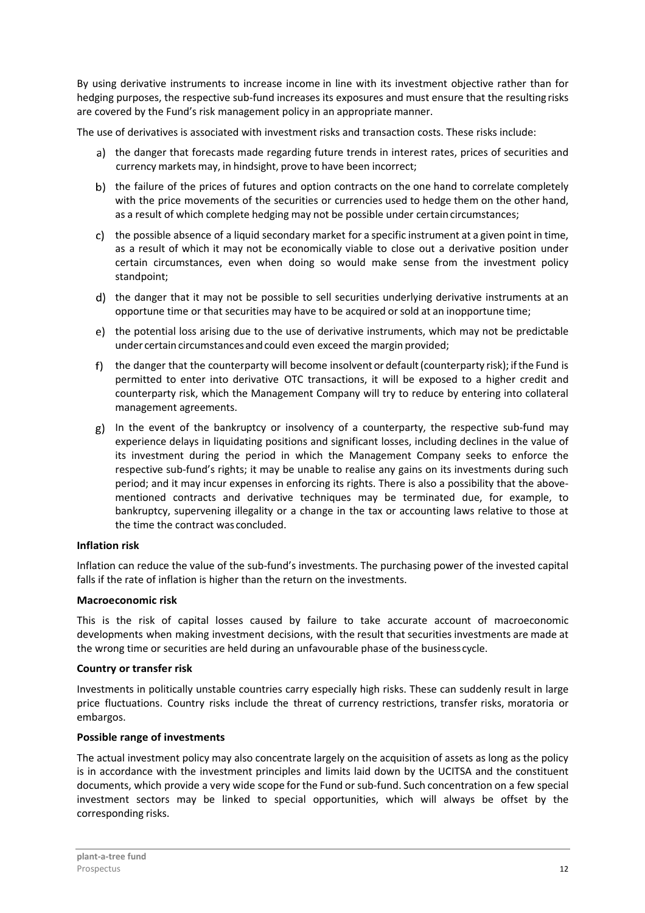By using derivative instruments to increase income in line with its investment objective rather than for hedging purposes, the respective sub-fund increases its exposures and must ensure that the resulting risks are covered by the Fund's risk management policy in an appropriate manner.

The use of derivatives is associated with investment risks and transaction costs. These risks include:

a) the danger that forecasts made regarding future trends in interest rates, prices of securities and currency markets may, in hindsight, prove to have been incorrect;

b) the failure of the prices of futures and option contracts on the one hand to correlate completely with the price movements of the securities or currencies used to hedge them on the other hand, as a result of which complete hedging may not be possible under certain circumstances;

c) the possible absence of a liquid secondary market for a specific instrument at a given point in time, as a result of which it may not be economically viable to close out a derivative position under certain circumstances, even when doing so would make sense from the investment policy standpoint;

d) the danger that it may not be possible to sell securities underlying derivative instruments at an opportune time or that securities may have to be acquired or sold at an inopportune time;

e) the potential loss arising due to the use of derivative instruments, which may not be predictable under certain circumstances and could even exceed the margin provided;

f) the danger that the counterparty will become insolvent or default (counterparty risk); if the Fund is permitted to enter into derivative OTC transactions, it will be exposed to a higher credit and counterparty risk, which the Management Company will try to reduce by entering into collateral management agreements.

g) In the event of the bankruptcy or insolvency of a counterparty, the respective sub-fund may experience delays in liquidating positions and significant losses, including declines in the value of its investment during the period in which the Management Company seeks to enforce the respective sub-fund's rights; it may be unable to realise any gains on its investments during such period; and it may incur expenses in enforcing its rights. There is also a possibility that the above-mentioned contracts and derivative techniques may be terminated due, for example, to bankruptcy, supervening illegality or a change in the tax or accounting laws relative to those at the time the contract was concluded.

**Inflation risk**

Inflation can reduce the value of the sub-fund's investments. The purchasing power of the invested capital falls if the rate of inflation is higher than the return on the investments.

**Macroeconomic risk**

This is the risk of capital losses caused by failure to take accurate account of macroeconomic developments when making investment decisions, with the result that securities investments are made at the wrong time or securities are held during an unfavourable phase of the business cycle.

**Country or transfer risk**

Investments in politically unstable countries carry especially high risks. These can suddenly result in large price fluctuations. Country risks include the threat of currency restrictions, transfer risks, moratoria or embargos.

**Possible range of investments**

The actual investment policy may also concentrate largely on the acquisition of assets as long as the policy is in accordance with the investment principles and limits laid down by the UCITSA and the constituent documents, which provide a very wide scope for the Fund or sub-fund. Such concentration on a few special investment sectors may be linked to special opportunities, which will always be offset by the corresponding risks.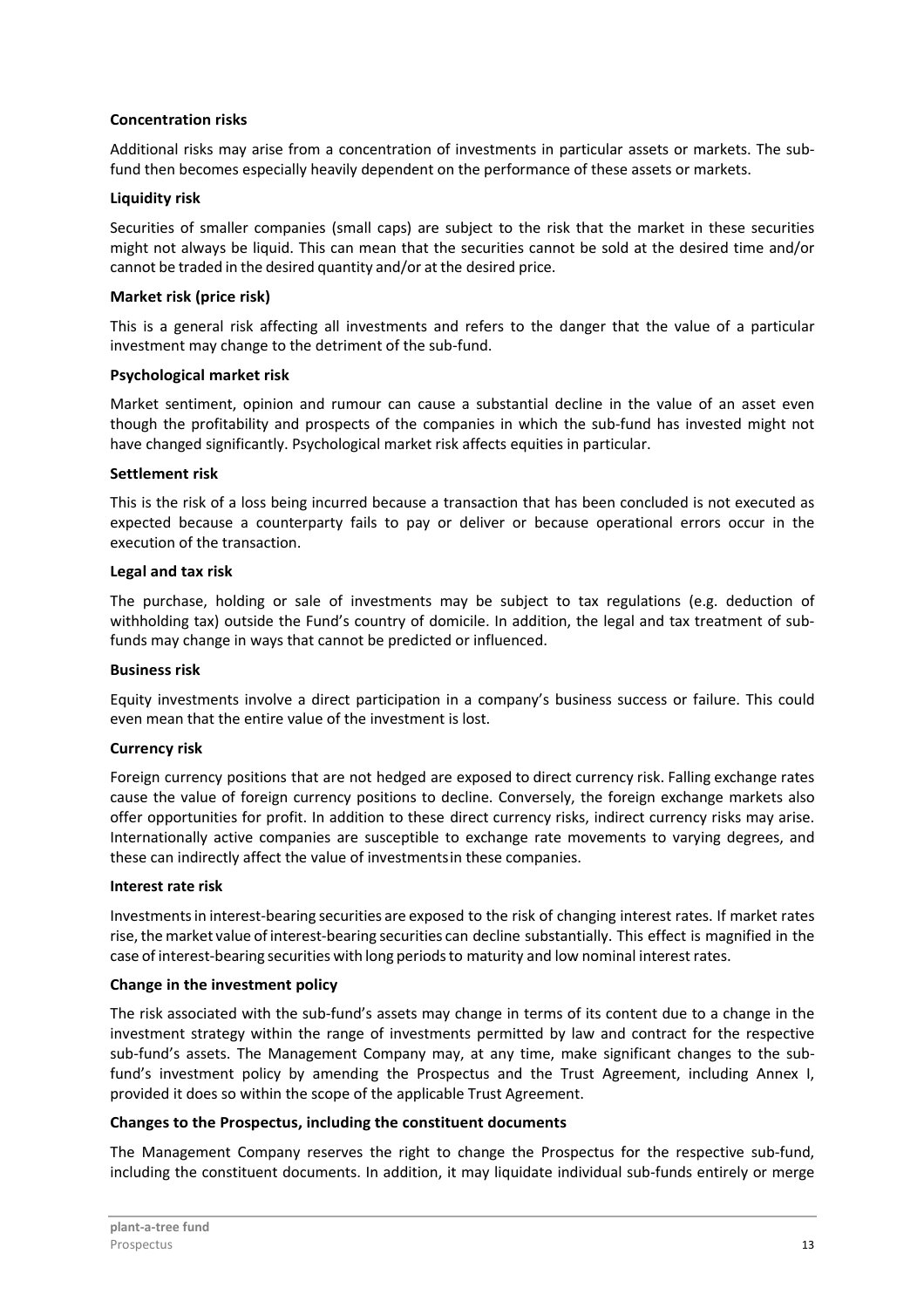**Concentration risks**

Additional risks may arise from a concentration of investments in particular assets or markets. The sub-fund then becomes especially heavily dependent on the performance of these assets or markets.

**Liquidity risk**

Securities of smaller companies (small caps) are subject to the risk that the market in these securities might not always be liquid. This can mean that the securities cannot be sold at the desired time and/or cannot be traded in the desired quantity and/or at the desired price.

**Market risk (price risk)**

This is a general risk affecting all investments and refers to the danger that the value of a particular investment may change to the detriment of the sub-fund.

**Psychological market risk**

Market sentiment, opinion and rumour can cause a substantial decline in the value of an asset even though the profitability and prospects of the companies in which the sub-fund has invested might not have changed significantly. Psychological market risk affects equities in particular.

**Settlement risk**

This is the risk of a loss being incurred because a transaction that has been concluded is not executed as expected because a counterparty fails to pay or deliver or because operational errors occur in the execution of the transaction.

**Legal and tax risk**

The purchase, holding or sale of investments may be subject to tax regulations (e.g. deduction of withholding tax) outside the Fund's country of domicile. In addition, the legal and tax treatment of sub-funds may change in ways that cannot be predicted or influenced.

**Business risk**

Equity investments involve a direct participation in a company's business success or failure. This could even mean that the entire value of the investment is lost.

**Currency risk**

Foreign currency positions that are not hedged are exposed to direct currency risk. Falling exchange rates cause the value of foreign currency positions to decline. Conversely, the foreign exchange markets also offer opportunities for profit. In addition to these direct currency risks, indirect currency risks may arise. Internationally active companies are susceptible to exchange rate movements to varying degrees, and these can indirectly affect the value of investments in these companies.

**Interest rate risk**

Investments in interest-bearing securities are exposed to the risk of changing interest rates. If market rates rise, the market value of interest-bearing securities can decline substantially. This effect is magnified in the case of interest-bearing securities with long periods to maturity and low nominal interest rates.

**Change in the investment policy**

The risk associated with the sub-fund's assets may change in terms of its content due to a change in the investment strategy within the range of investments permitted by law and contract for the respective sub-fund's assets. The Management Company may, at any time, make significant changes to the sub-fund's investment policy by amending the Prospectus and the Trust Agreement, including Annex I, provided it does so within the scope of the applicable Trust Agreement.

**Changes to the Prospectus, including the constituent documents**

The Management Company reserves the right to change the Prospectus for the respective sub-fund, including the constituent documents. In addition, it may liquidate individual sub-funds entirely or merge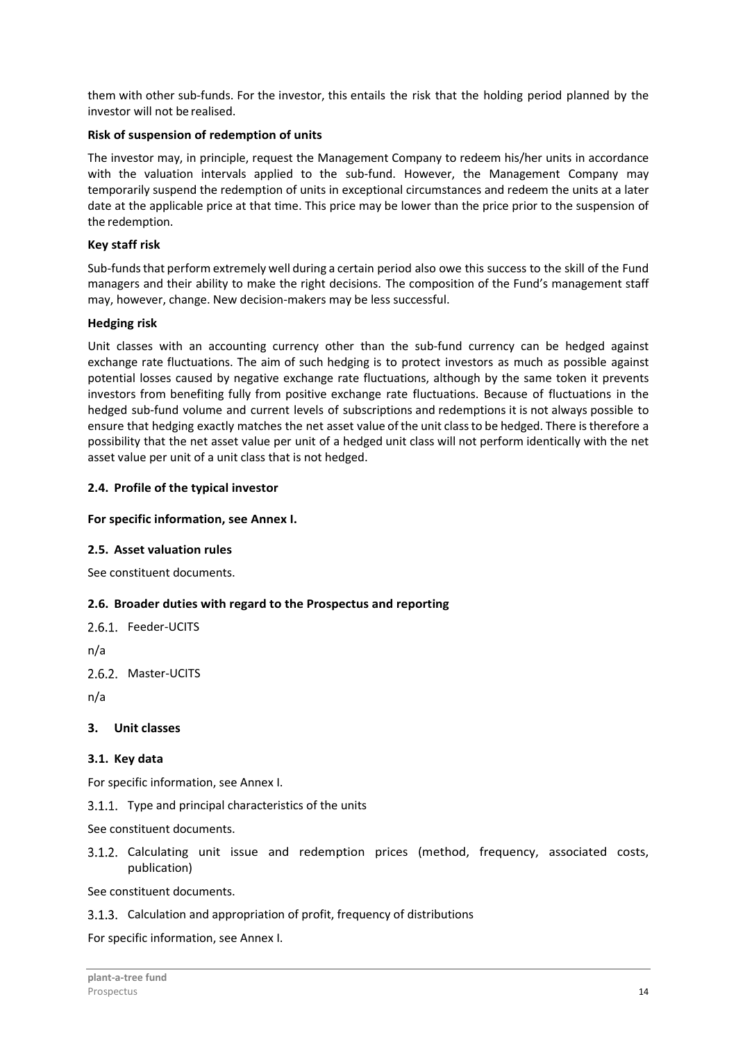them with other sub-funds. For the investor, this entails the risk that the holding period planned by the investor will not be realised.

**Risk of suspension of redemption of units**

The investor may, in principle, request the Management Company to redeem his/her units in accordance with the valuation intervals applied to the sub-fund. However, the Management Company may temporarily suspend the redemption of units in exceptional circumstances and redeem the units at a later date at the applicable price at that time. This price may be lower than the price prior to the suspension of the redemption.

**Key staff risk**

Sub-funds that perform extremely well during a certain period also owe this success to the skill of the Fund managers and their ability to make the right decisions. The composition of the Fund's management staff may, however, change. New decision-makers may be less successful.

**Hedging risk**

Unit classes with an accounting currency other than the sub-fund currency can be hedged against exchange rate fluctuations. The aim of such hedging is to protect investors as much as possible against potential losses caused by negative exchange rate fluctuations, although by the same token it prevents investors from benefiting fully from positive exchange rate fluctuations. Because of fluctuations in the hedged sub-fund volume and current levels of subscriptions and redemptions it is not always possible to ensure that hedging exactly matches the net asset value of the unit class to be hedged. There is therefore a possibility that the net asset value per unit of a hedged unit class will not perform identically with the net asset value per unit of a unit class that is not hedged.

### 2.4. Profile of the typical investor

**For specific information, see Annex I.**

### 2.5. Asset valuation rules

See constituent documents.

### 2.6. Broader duties with regard to the Prospectus and reporting

#### 2.6.1. Feeder-UCITS

n/a

#### 2.6.2. Master-UCITS

n/a

## 3. Unit classes

### 3.1. Key data

For specific information, see Annex I.

#### 3.1.1. Type and principal characteristics of the units

See constituent documents.

#### 3.1.2. Calculating unit issue and redemption prices (method, frequency, associated costs, publication)

See constituent documents.

#### 3.1.3. Calculation and appropriation of profit, frequency of distributions

For specific information, see Annex I.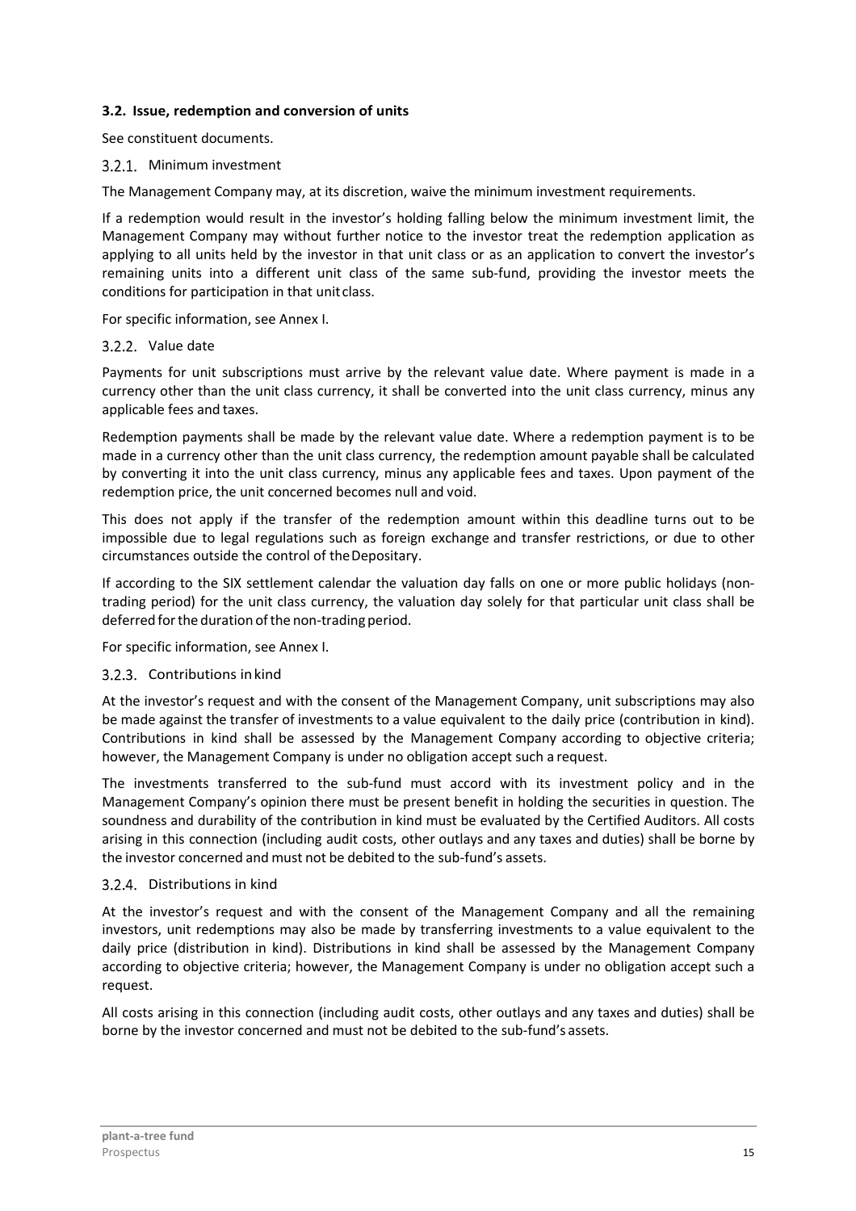### 3.2. Issue, redemption and conversion of units

See constituent documents.

#### 3.2.1. Minimum investment

The Management Company may, at its discretion, waive the minimum investment requirements.

If a redemption would result in the investor's holding falling below the minimum investment limit, the Management Company may without further notice to the investor treat the redemption application as applying to all units held by the investor in that unit class or as an application to convert the investor's remaining units into a different unit class of the same sub-fund, providing the investor meets the conditions for participation in that unit class.

For specific information, see Annex I.

#### 3.2.2. Value date

Payments for unit subscriptions must arrive by the relevant value date. Where payment is made in a currency other than the unit class currency, it shall be converted into the unit class currency, minus any applicable fees and taxes.

Redemption payments shall be made by the relevant value date. Where a redemption payment is to be made in a currency other than the unit class currency, the redemption amount payable shall be calculated by converting it into the unit class currency, minus any applicable fees and taxes. Upon payment of the redemption price, the unit concerned becomes null and void.

This does not apply if the transfer of the redemption amount within this deadline turns out to be impossible due to legal regulations such as foreign exchange and transfer restrictions, or due to other circumstances outside the control of the Depositary.

If according to the SIX settlement calendar the valuation day falls on one or more public holidays (non-trading period) for the unit class currency, the valuation day solely for that particular unit class shall be deferred for the duration of the non-trading period.

For specific information, see Annex I.

#### 3.2.3. Contributions in kind

At the investor's request and with the consent of the Management Company, unit subscriptions may also be made against the transfer of investments to a value equivalent to the daily price (contribution in kind). Contributions in kind shall be assessed by the Management Company according to objective criteria; however, the Management Company is under no obligation accept such a request.

The investments transferred to the sub-fund must accord with its investment policy and in the Management Company's opinion there must be present benefit in holding the securities in question. The soundness and durability of the contribution in kind must be evaluated by the Certified Auditors. All costs arising in this connection (including audit costs, other outlays and any taxes and duties) shall be borne by the investor concerned and must not be debited to the sub-fund's assets.

#### 3.2.4. Distributions in kind

At the investor's request and with the consent of the Management Company and all the remaining investors, unit redemptions may also be made by transferring investments to a value equivalent to the daily price (distribution in kind). Distributions in kind shall be assessed by the Management Company according to objective criteria; however, the Management Company is under no obligation accept such a request.

All costs arising in this connection (including audit costs, other outlays and any taxes and duties) shall be borne by the investor concerned and must not be debited to the sub-fund's assets.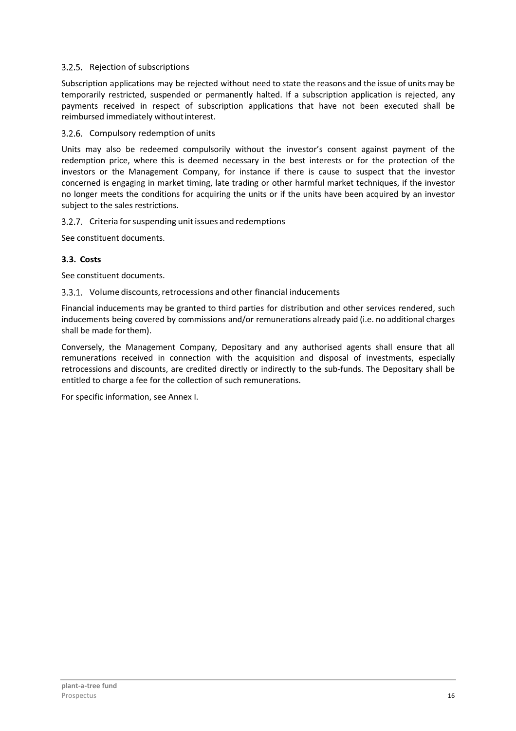### 3.2.5. Rejection of subscriptions

Subscription applications may be rejected without need to state the reasons and the issue of units may be temporarily restricted, suspended or permanently halted. If a subscription application is rejected, any payments received in respect of subscription applications that have not been executed shall be reimbursed immediately without interest.

### 3.2.6. Compulsory redemption of units

Units may also be redeemed compulsorily without the investor's consent against payment of the redemption price, where this is deemed necessary in the best interests or for the protection of the investors or the Management Company, for instance if there is cause to suspect that the investor concerned is engaging in market timing, late trading or other harmful market techniques, if the investor no longer meets the conditions for acquiring the units or if the units have been acquired by an investor subject to the sales restrictions.

### 3.2.7. Criteria for suspending unit issues and redemptions

See constituent documents.

## 3.3. Costs

See constituent documents.

### 3.3.1. Volume discounts, retrocessions and other financial inducements

Financial inducements may be granted to third parties for distribution and other services rendered, such inducements being covered by commissions and/or remunerations already paid (i.e. no additional charges shall be made for them).

Conversely, the Management Company, Depositary and any authorised agents shall ensure that all remunerations received in connection with the acquisition and disposal of investments, especially retrocessions and discounts, are credited directly or indirectly to the sub-funds. The Depositary shall be entitled to charge a fee for the collection of such remunerations.

For specific information, see Annex I.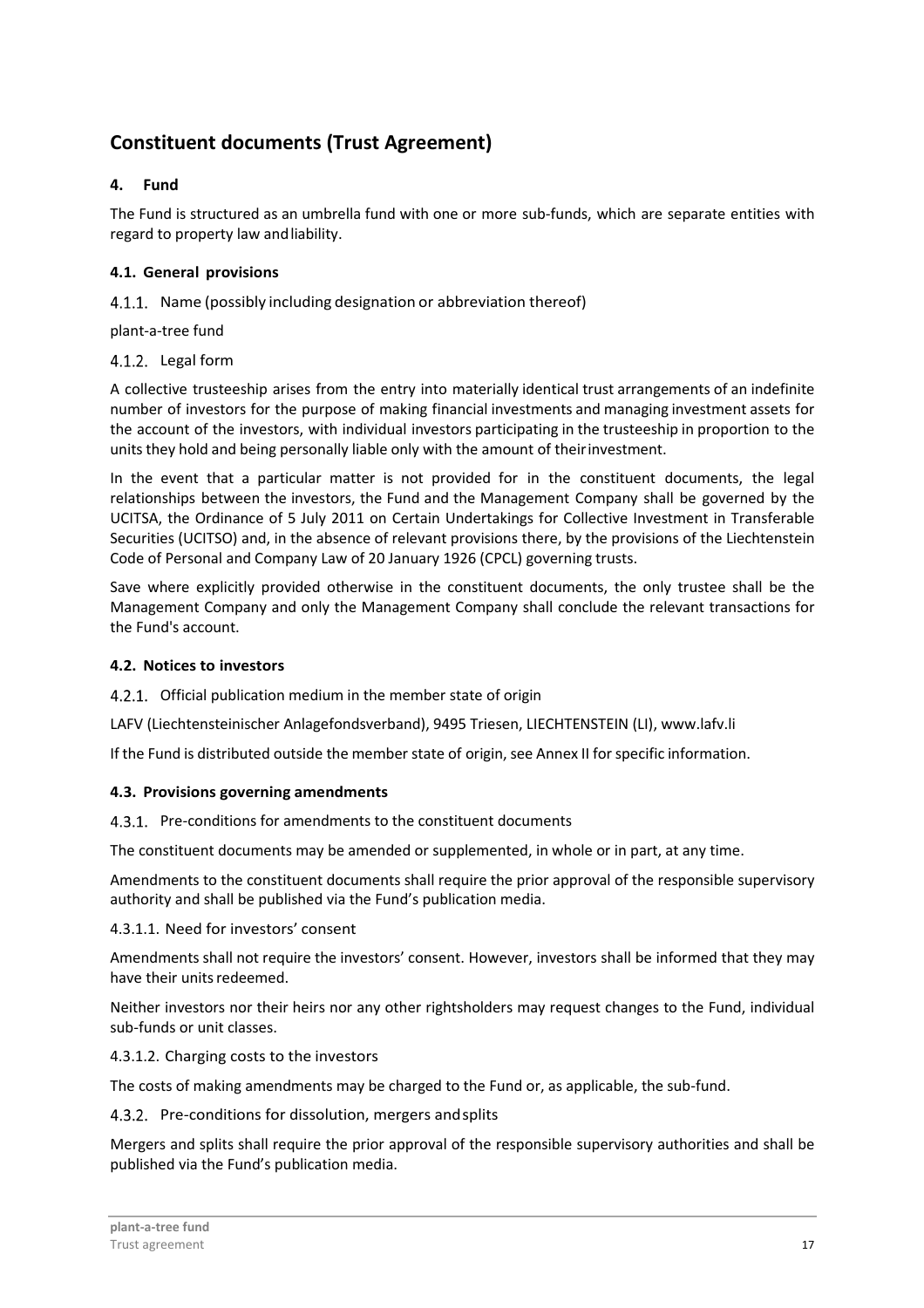# Constituent documents (Trust Agreement)

## 4. Fund

The Fund is structured as an umbrella fund with one or more sub-funds, which are separate entities with regard to property law and liability.

### 4.1. General provisions

#### 4.1.1. Name (possibly including designation or abbreviation thereof)

plant-a-tree fund

#### 4.1.2. Legal form

A collective trusteeship arises from the entry into materially identical trust arrangements of an indefinite number of investors for the purpose of making financial investments and managing investment assets for the account of the investors, with individual investors participating in the trusteeship in proportion to the units they hold and being personally liable only with the amount of their investment.

In the event that a particular matter is not provided for in the constituent documents, the legal relationships between the investors, the Fund and the Management Company shall be governed by the UCITSA, the Ordinance of 5 July 2011 on Certain Undertakings for Collective Investment in Transferable Securities (UCITSO) and, in the absence of relevant provisions there, by the provisions of the Liechtenstein Code of Personal and Company Law of 20 January 1926 (CPCL) governing trusts.

Save where explicitly provided otherwise in the constituent documents, the only trustee shall be the Management Company and only the Management Company shall conclude the relevant transactions for the Fund's account.

### 4.2. Notices to investors

#### 4.2.1. Official publication medium in the member state of origin

LAFV (Liechtensteinischer Anlagefondsverband), 9495 Triesen, LIECHTENSTEIN (LI), www.lafv.li

If the Fund is distributed outside the member state of origin, see Annex II for specific information.

### 4.3. Provisions governing amendments

#### 4.3.1. Pre-conditions for amendments to the constituent documents

The constituent documents may be amended or supplemented, in whole or in part, at any time.

Amendments to the constituent documents shall require the prior approval of the responsible supervisory authority and shall be published via the Fund's publication media.

##### 4.3.1.1. Need for investors' consent

Amendments shall not require the investors' consent. However, investors shall be informed that they may have their units redeemed.

Neither investors nor their heirs nor any other rightsholders may request changes to the Fund, individual sub-funds or unit classes.

##### 4.3.1.2. Charging costs to the investors

The costs of making amendments may be charged to the Fund or, as applicable, the sub-fund.

#### 4.3.2. Pre-conditions for dissolution, mergers and splits

Mergers and splits shall require the prior approval of the responsible supervisory authorities and shall be published via the Fund's publication media.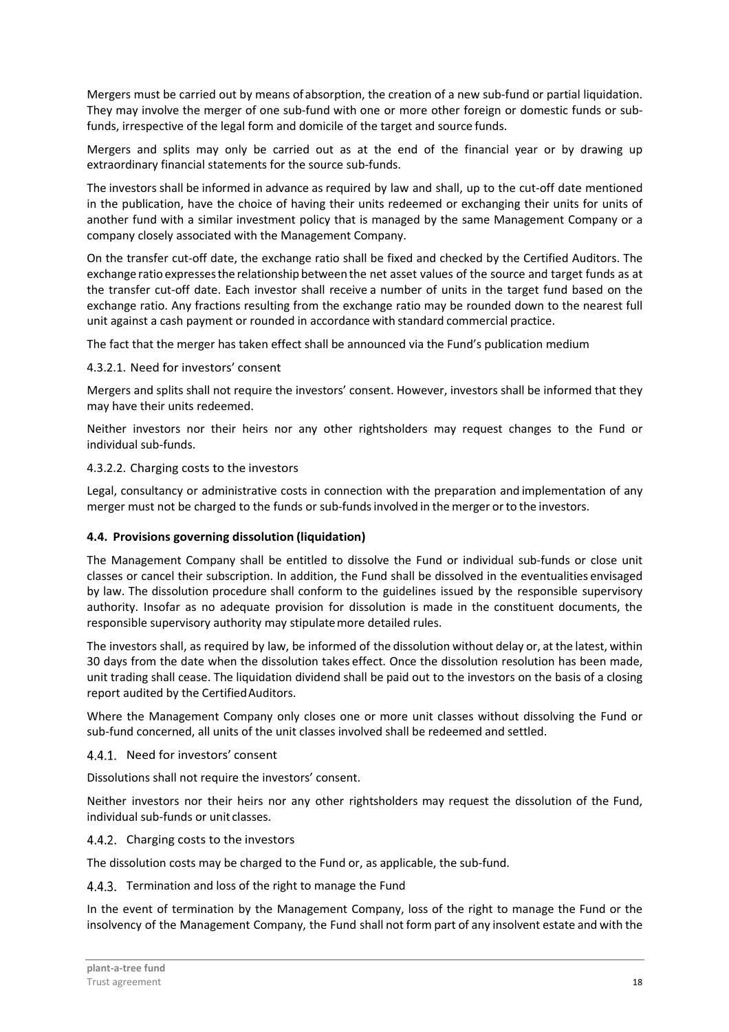Mergers must be carried out by means of absorption, the creation of a new sub-fund or partial liquidation. They may involve the merger of one sub-fund with one or more other foreign or domestic funds or sub-funds, irrespective of the legal form and domicile of the target and source funds.

Mergers and splits may only be carried out as at the end of the financial year or by drawing up extraordinary financial statements for the source sub-funds.

The investors shall be informed in advance as required by law and shall, up to the cut-off date mentioned in the publication, have the choice of having their units redeemed or exchanging their units for units of another fund with a similar investment policy that is managed by the same Management Company or a company closely associated with the Management Company.

On the transfer cut-off date, the exchange ratio shall be fixed and checked by the Certified Auditors. The exchange ratio expresses the relationship between the net asset values of the source and target funds as at the transfer cut-off date. Each investor shall receive a number of units in the target fund based on the exchange ratio. Any fractions resulting from the exchange ratio may be rounded down to the nearest full unit against a cash payment or rounded in accordance with standard commercial practice.

The fact that the merger has taken effect shall be announced via the Fund's publication medium

#### 4.3.2.1. Need for investors' consent

Mergers and splits shall not require the investors' consent. However, investors shall be informed that they may have their units redeemed.

Neither investors nor their heirs nor any other rightsholders may request changes to the Fund or individual sub-funds.

#### 4.3.2.2. Charging costs to the investors

Legal, consultancy or administrative costs in connection with the preparation and implementation of any merger must not be charged to the funds or sub-funds involved in the merger or to the investors.

### 4.4. Provisions governing dissolution (liquidation)

The Management Company shall be entitled to dissolve the Fund or individual sub-funds or close unit classes or cancel their subscription. In addition, the Fund shall be dissolved in the eventualities envisaged by law. The dissolution procedure shall conform to the guidelines issued by the responsible supervisory authority. Insofar as no adequate provision for dissolution is made in the constituent documents, the responsible supervisory authority may stipulate more detailed rules.

The investors shall, as required by law, be informed of the dissolution without delay or, at the latest, within 30 days from the date when the dissolution takes effect. Once the dissolution resolution has been made, unit trading shall cease. The liquidation dividend shall be paid out to the investors on the basis of a closing report audited by the Certified Auditors.

Where the Management Company only closes one or more unit classes without dissolving the Fund or sub-fund concerned, all units of the unit classes involved shall be redeemed and settled.

#### 4.4.1. Need for investors' consent

Dissolutions shall not require the investors' consent.

Neither investors nor their heirs nor any other rightsholders may request the dissolution of the Fund, individual sub-funds or unit classes.

#### 4.4.2. Charging costs to the investors

The dissolution costs may be charged to the Fund or, as applicable, the sub-fund.

#### 4.4.3. Termination and loss of the right to manage the Fund

In the event of termination by the Management Company, loss of the right to manage the Fund or the insolvency of the Management Company, the Fund shall not form part of any insolvent estate and with the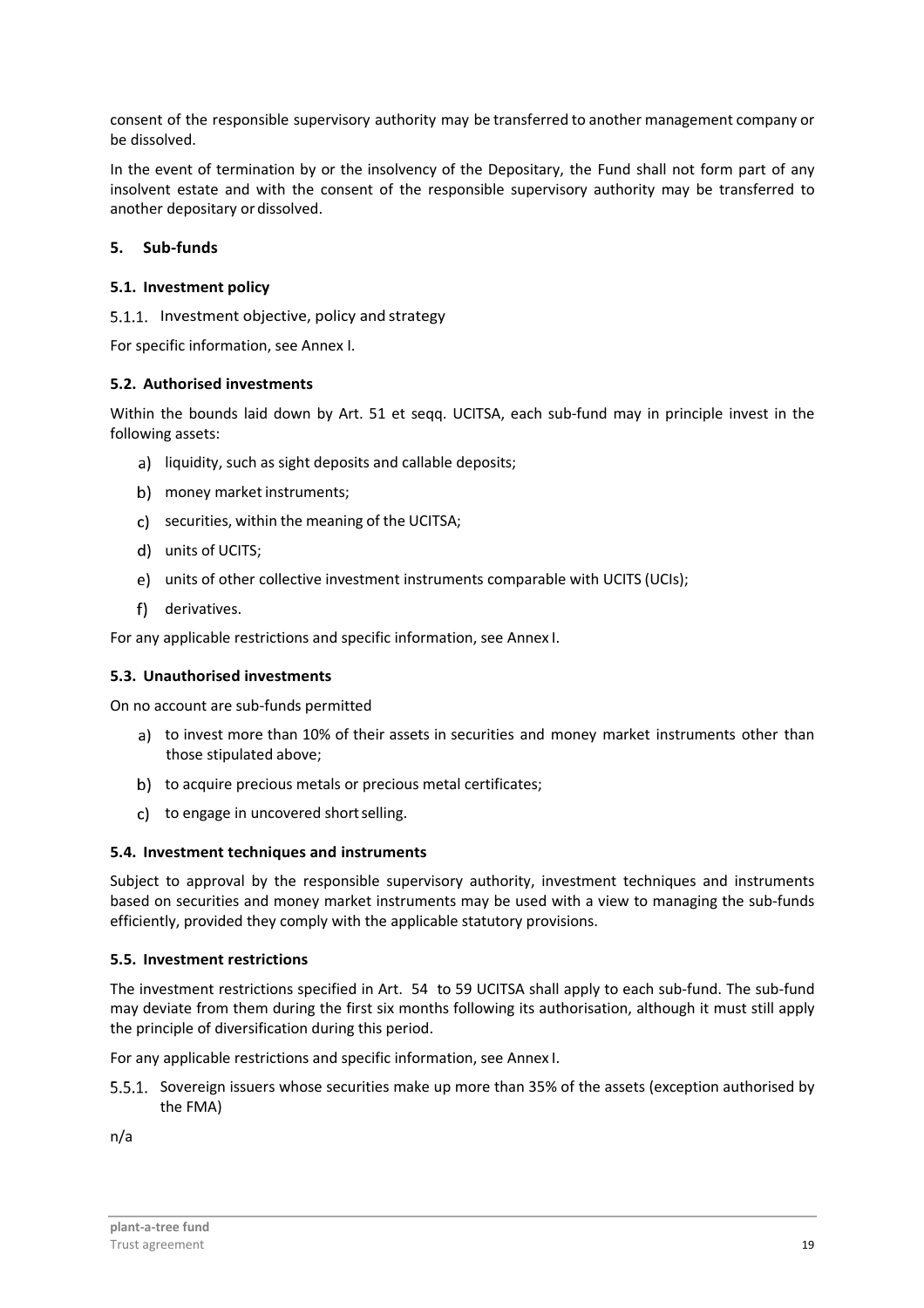consent of the responsible supervisory authority may be transferred to another management company or be dissolved.

In the event of termination by or the insolvency of the Depositary, the Fund shall not form part of any insolvent estate and with the consent of the responsible supervisory authority may be transferred to another depositary or dissolved.

## 5. Sub-funds

### 5.1. Investment policy

5.1.1. Investment objective, policy and strategy

For specific information, see Annex I.

### 5.2. Authorised investments

Within the bounds laid down by Art. 51 et seqq. UCITSA, each sub-fund may in principle invest in the following assets:

a) liquidity, such as sight deposits and callable deposits;

b) money market instruments;

c) securities, within the meaning of the UCITSA;

d) units of UCITS;

e) units of other collective investment instruments comparable with UCITS (UCIs);

f) derivatives.

For any applicable restrictions and specific information, see Annex I.

### 5.3. Unauthorised investments

On no account are sub-funds permitted

a) to invest more than 10% of their assets in securities and money market instruments other than those stipulated above;

b) to acquire precious metals or precious metal certificates;

c) to engage in uncovered short selling.

### 5.4. Investment techniques and instruments

Subject to approval by the responsible supervisory authority, investment techniques and instruments based on securities and money market instruments may be used with a view to managing the sub-funds efficiently, provided they comply with the applicable statutory provisions.

### 5.5. Investment restrictions

The investment restrictions specified in Art. 54 to 59 UCITSA shall apply to each sub-fund. The sub-fund may deviate from them during the first six months following its authorisation, although it must still apply the principle of diversification during this period.

For any applicable restrictions and specific information, see Annex I.

5.5.1. Sovereign issuers whose securities make up more than 35% of the assets (exception authorised by the FMA)

n/a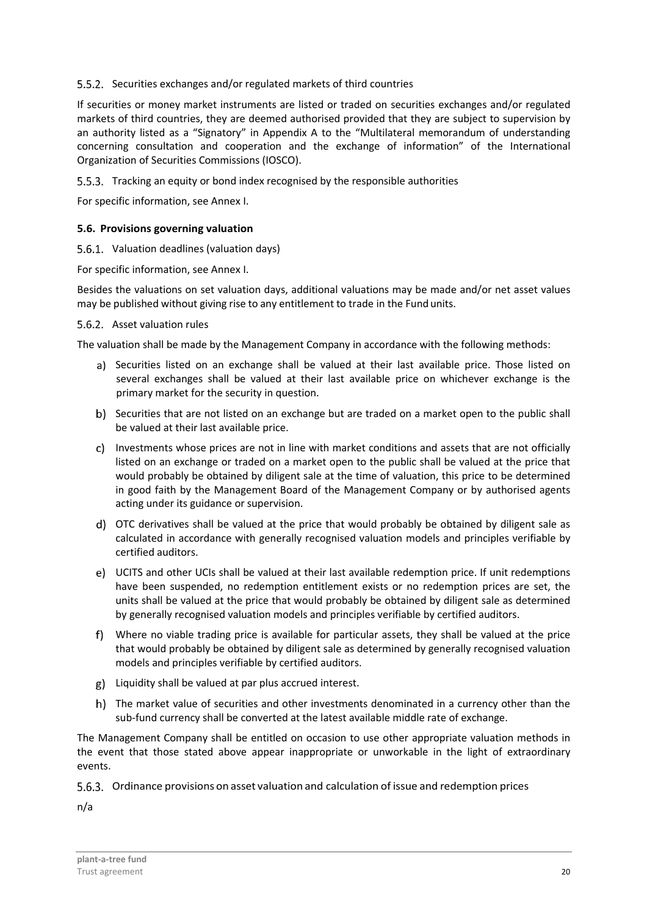#### 5.5.2. Securities exchanges and/or regulated markets of third countries

If securities or money market instruments are listed or traded on securities exchanges and/or regulated markets of third countries, they are deemed authorised provided that they are subject to supervision by an authority listed as a "Signatory" in Appendix A to the "Multilateral memorandum of understanding concerning consultation and cooperation and the exchange of information" of the International Organization of Securities Commissions (IOSCO).

#### 5.5.3. Tracking an equity or bond index recognised by the responsible authorities

For specific information, see Annex I.

### 5.6. Provisions governing valuation

#### 5.6.1. Valuation deadlines (valuation days)

For specific information, see Annex I.

Besides the valuations on set valuation days, additional valuations may be made and/or net asset values may be published without giving rise to any entitlement to trade in the Fund units.

#### 5.6.2. Asset valuation rules

The valuation shall be made by the Management Company in accordance with the following methods:

a) Securities listed on an exchange shall be valued at their last available price. Those listed on several exchanges shall be valued at their last available price on whichever exchange is the primary market for the security in question.

b) Securities that are not listed on an exchange but are traded on a market open to the public shall be valued at their last available price.

c) Investments whose prices are not in line with market conditions and assets that are not officially listed on an exchange or traded on a market open to the public shall be valued at the price that would probably be obtained by diligent sale at the time of valuation, this price to be determined in good faith by the Management Board of the Management Company or by authorised agents acting under its guidance or supervision.

d) OTC derivatives shall be valued at the price that would probably be obtained by diligent sale as calculated in accordance with generally recognised valuation models and principles verifiable by certified auditors.

e) UCITS and other UCIs shall be valued at their last available redemption price. If unit redemptions have been suspended, no redemption entitlement exists or no redemption prices are set, the units shall be valued at the price that would probably be obtained by diligent sale as determined by generally recognised valuation models and principles verifiable by certified auditors.

f) Where no viable trading price is available for particular assets, they shall be valued at the price that would probably be obtained by diligent sale as determined by generally recognised valuation models and principles verifiable by certified auditors.

g) Liquidity shall be valued at par plus accrued interest.

h) The market value of securities and other investments denominated in a currency other than the sub-fund currency shall be converted at the latest available middle rate of exchange.

The Management Company shall be entitled on occasion to use other appropriate valuation methods in the event that those stated above appear inappropriate or unworkable in the light of extraordinary events.

#### 5.6.3. Ordinance provisions on asset valuation and calculation of issue and redemption prices

n/a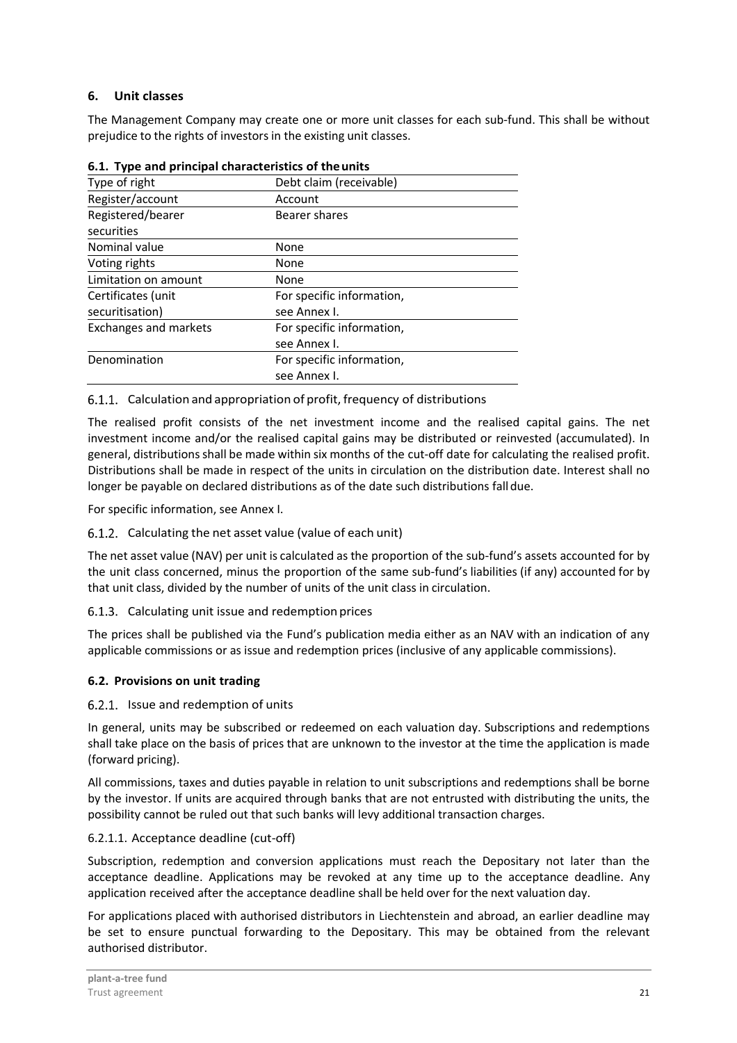## 6. Unit classes

The Management Company may create one or more unit classes for each sub-fund. This shall be without prejudice to the rights of investors in the existing unit classes.

### 6.1. Type and principal characteristics of the units

| | |
|---|---|
| Type of right | Debt claim (receivable) |
| Register/account | Account |
| Registered/bearer securities | Bearer shares |
| Nominal value | None |
| Voting rights | None |
| Limitation on amount | None |
| Certificates (unit securitisation) | For specific information, see Annex I. |
| Exchanges and markets | For specific information, see Annex I. |
| Denomination | For specific information, see Annex I. |

#### 6.1.1. Calculation and appropriation of profit, frequency of distributions

The realised profit consists of the net investment income and the realised capital gains. The net investment income and/or the realised capital gains may be distributed or reinvested (accumulated). In general, distributions shall be made within six months of the cut-off date for calculating the realised profit. Distributions shall be made in respect of the units in circulation on the distribution date. Interest shall no longer be payable on declared distributions as of the date such distributions fall due.

For specific information, see Annex I.

#### 6.1.2. Calculating the net asset value (value of each unit)

The net asset value (NAV) per unit is calculated as the proportion of the sub-fund's assets accounted for by the unit class concerned, minus the proportion of the same sub-fund's liabilities (if any) accounted for by that unit class, divided by the number of units of the unit class in circulation.

#### 6.1.3. Calculating unit issue and redemption prices

The prices shall be published via the Fund's publication media either as an NAV with an indication of any applicable commissions or as issue and redemption prices (inclusive of any applicable commissions).

### 6.2. Provisions on unit trading

#### 6.2.1. Issue and redemption of units

In general, units may be subscribed or redeemed on each valuation day. Subscriptions and redemptions shall take place on the basis of prices that are unknown to the investor at the time the application is made (forward pricing).

All commissions, taxes and duties payable in relation to unit subscriptions and redemptions shall be borne by the investor. If units are acquired through banks that are not entrusted with distributing the units, the possibility cannot be ruled out that such banks will levy additional transaction charges.

##### 6.2.1.1. Acceptance deadline (cut-off)

Subscription, redemption and conversion applications must reach the Depositary not later than the acceptance deadline. Applications may be revoked at any time up to the acceptance deadline. Any application received after the acceptance deadline shall be held over for the next valuation day.

For applications placed with authorised distributors in Liechtenstein and abroad, an earlier deadline may be set to ensure punctual forwarding to the Depositary. This may be obtained from the relevant authorised distributor.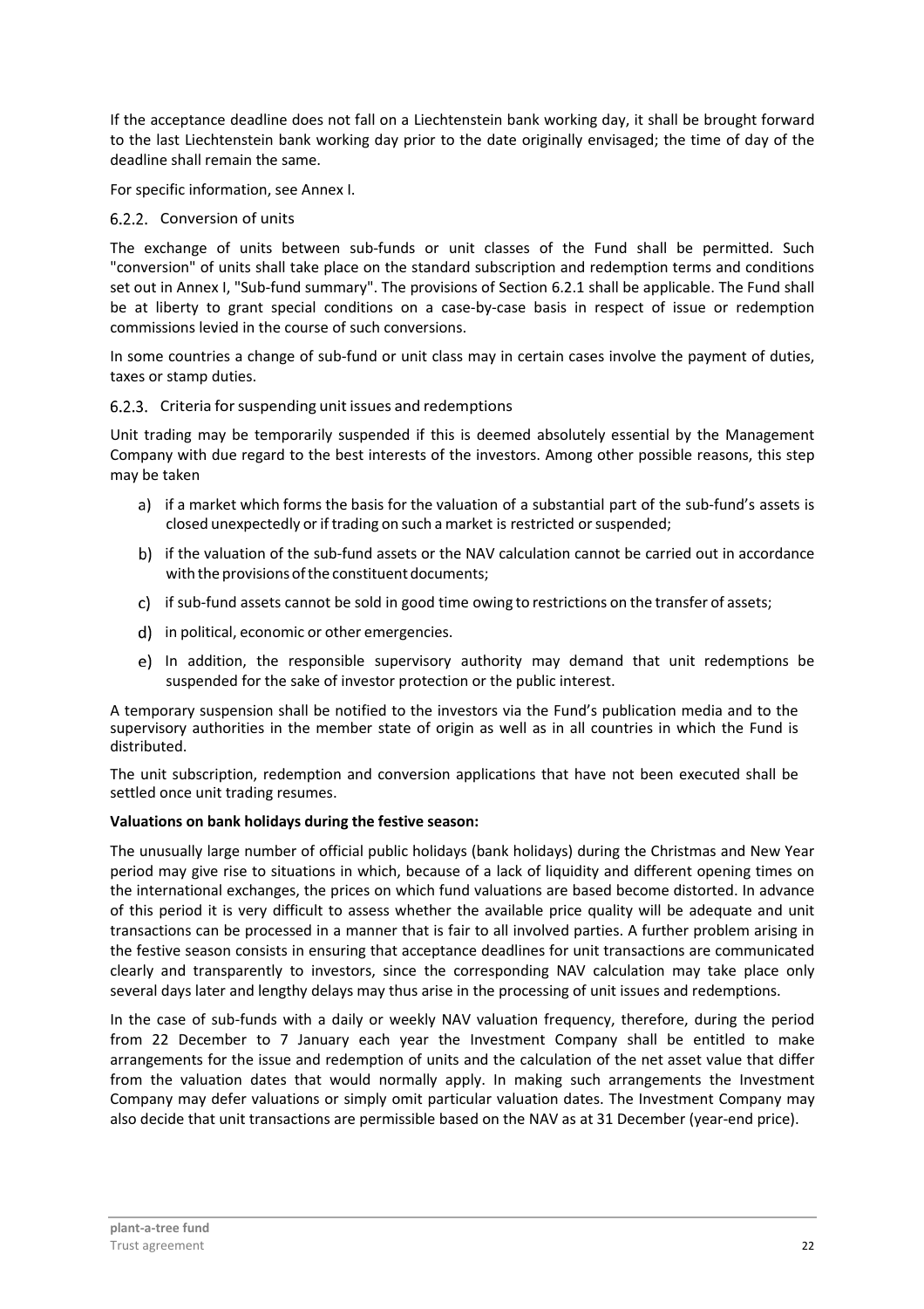If the acceptance deadline does not fall on a Liechtenstein bank working day, it shall be brought forward to the last Liechtenstein bank working day prior to the date originally envisaged; the time of day of the deadline shall remain the same.

For specific information, see Annex I.

### 6.2.2. Conversion of units

The exchange of units between sub-funds or unit classes of the Fund shall be permitted. Such "conversion" of units shall take place on the standard subscription and redemption terms and conditions set out in Annex I, "Sub-fund summary". The provisions of Section 6.2.1 shall be applicable. The Fund shall be at liberty to grant special conditions on a case-by-case basis in respect of issue or redemption commissions levied in the course of such conversions.

In some countries a change of sub-fund or unit class may in certain cases involve the payment of duties, taxes or stamp duties.

### 6.2.3. Criteria for suspending unit issues and redemptions

Unit trading may be temporarily suspended if this is deemed absolutely essential by the Management Company with due regard to the best interests of the investors. Among other possible reasons, this step may be taken

a) if a market which forms the basis for the valuation of a substantial part of the sub-fund's assets is closed unexpectedly or if trading on such a market is restricted or suspended;

b) if the valuation of the sub-fund assets or the NAV calculation cannot be carried out in accordance with the provisions of the constituent documents;

c) if sub-fund assets cannot be sold in good time owing to restrictions on the transfer of assets;

d) in political, economic or other emergencies.

e) In addition, the responsible supervisory authority may demand that unit redemptions be suspended for the sake of investor protection or the public interest.

A temporary suspension shall be notified to the investors via the Fund's publication media and to the supervisory authorities in the member state of origin as well as in all countries in which the Fund is distributed.

The unit subscription, redemption and conversion applications that have not been executed shall be settled once unit trading resumes.

**Valuations on bank holidays during the festive season:**

The unusually large number of official public holidays (bank holidays) during the Christmas and New Year period may give rise to situations in which, because of a lack of liquidity and different opening times on the international exchanges, the prices on which fund valuations are based become distorted. In advance of this period it is very difficult to assess whether the available price quality will be adequate and unit transactions can be processed in a manner that is fair to all involved parties. A further problem arising in the festive season consists in ensuring that acceptance deadlines for unit transactions are communicated clearly and transparently to investors, since the corresponding NAV calculation may take place only several days later and lengthy delays may thus arise in the processing of unit issues and redemptions.

In the case of sub-funds with a daily or weekly NAV valuation frequency, therefore, during the period from 22 December to 7 January each year the Investment Company shall be entitled to make arrangements for the issue and redemption of units and the calculation of the net asset value that differ from the valuation dates that would normally apply. In making such arrangements the Investment Company may defer valuations or simply omit particular valuation dates. The Investment Company may also decide that unit transactions are permissible based on the NAV as at 31 December (year-end price).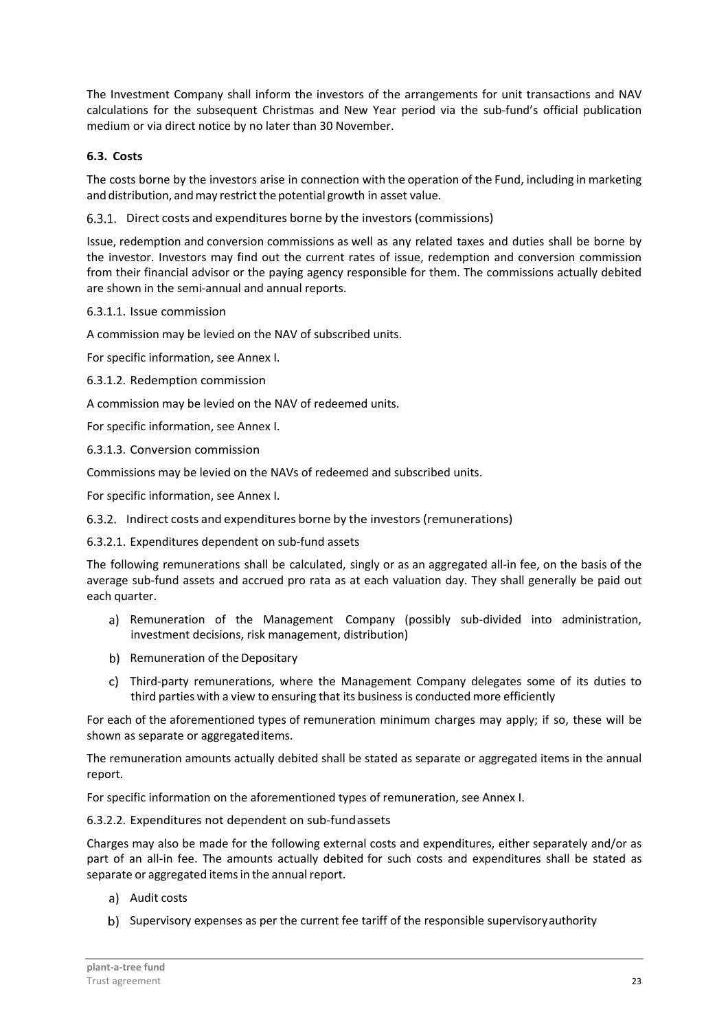The Investment Company shall inform the investors of the arrangements for unit transactions and NAV calculations for the subsequent Christmas and New Year period via the sub-fund's official publication medium or via direct notice by no later than 30 November.

### 6.3. Costs

The costs borne by the investors arise in connection with the operation of the Fund, including in marketing and distribution, and may restrict the potential growth in asset value.

#### 6.3.1. Direct costs and expenditures borne by the investors (commissions)

Issue, redemption and conversion commissions as well as any related taxes and duties shall be borne by the investor. Investors may find out the current rates of issue, redemption and conversion commission from their financial advisor or the paying agency responsible for them. The commissions actually debited are shown in the semi-annual and annual reports.

6.3.1.1. Issue commission

A commission may be levied on the NAV of subscribed units.

For specific information, see Annex I.

6.3.1.2. Redemption commission

A commission may be levied on the NAV of redeemed units.

For specific information, see Annex I.

6.3.1.3. Conversion commission

Commissions may be levied on the NAVs of redeemed and subscribed units.

For specific information, see Annex I.

#### 6.3.2. Indirect costs and expenditures borne by the investors (remunerations)

6.3.2.1. Expenditures dependent on sub-fund assets

The following remunerations shall be calculated, singly or as an aggregated all-in fee, on the basis of the average sub-fund assets and accrued pro rata as at each valuation day. They shall generally be paid out each quarter.

a) Remuneration of the Management Company (possibly sub-divided into administration, investment decisions, risk management, distribution)
b) Remuneration of the Depositary
c) Third-party remunerations, where the Management Company delegates some of its duties to third parties with a view to ensuring that its business is conducted more efficiently

For each of the aforementioned types of remuneration minimum charges may apply; if so, these will be shown as separate or aggregated items.

The remuneration amounts actually debited shall be stated as separate or aggregated items in the annual report.

For specific information on the aforementioned types of remuneration, see Annex I.

6.3.2.2. Expenditures not dependent on sub-fund assets

Charges may also be made for the following external costs and expenditures, either separately and/or as part of an all-in fee. The amounts actually debited for such costs and expenditures shall be stated as separate or aggregated items in the annual report.

a) Audit costs
b) Supervisory expenses as per the current fee tariff of the responsible supervisory authority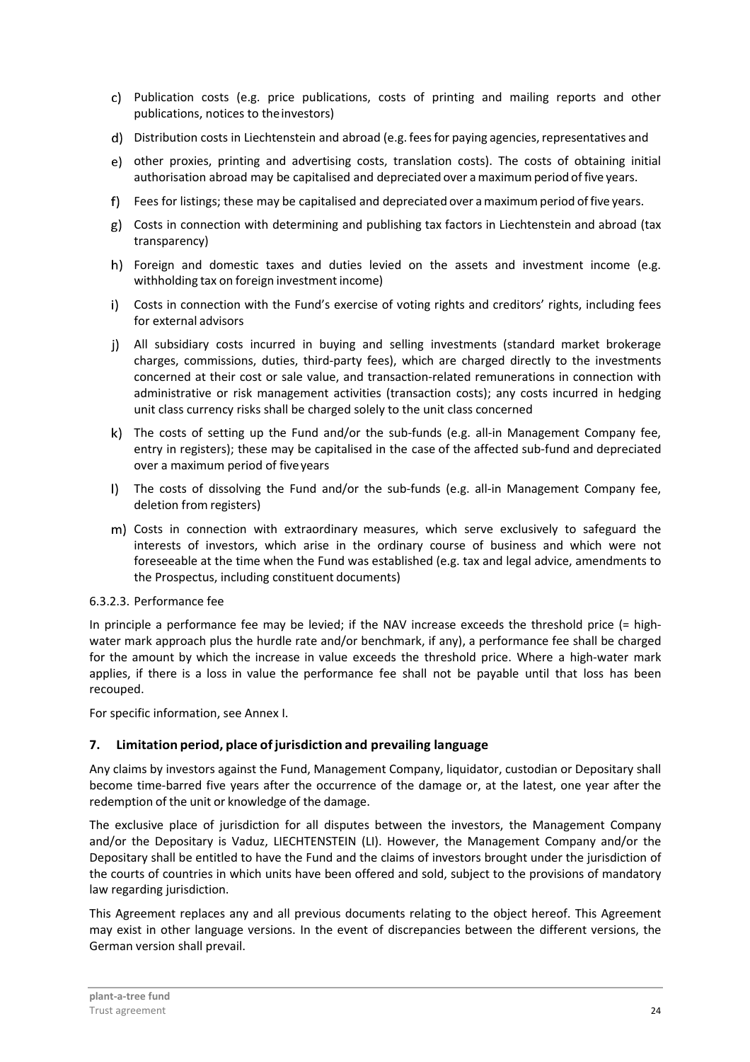c) Publication costs (e.g. price publications, costs of printing and mailing reports and other publications, notices to the investors)

d) Distribution costs in Liechtenstein and abroad (e.g. fees for paying agencies, representatives and

e) other proxies, printing and advertising costs, translation costs). The costs of obtaining initial authorisation abroad may be capitalised and depreciated over a maximum period of five years.

f) Fees for listings; these may be capitalised and depreciated over a maximum period of five years.

g) Costs in connection with determining and publishing tax factors in Liechtenstein and abroad (tax transparency)

h) Foreign and domestic taxes and duties levied on the assets and investment income (e.g. withholding tax on foreign investment income)

i) Costs in connection with the Fund's exercise of voting rights and creditors' rights, including fees for external advisors

j) All subsidiary costs incurred in buying and selling investments (standard market brokerage charges, commissions, duties, third-party fees), which are charged directly to the investments concerned at their cost or sale value, and transaction-related remunerations in connection with administrative or risk management activities (transaction costs); any costs incurred in hedging unit class currency risks shall be charged solely to the unit class concerned

k) The costs of setting up the Fund and/or the sub-funds (e.g. all-in Management Company fee, entry in registers); these may be capitalised in the case of the affected sub-fund and depreciated over a maximum period of five years

l) The costs of dissolving the Fund and/or the sub-funds (e.g. all-in Management Company fee, deletion from registers)

m) Costs in connection with extraordinary measures, which serve exclusively to safeguard the interests of investors, which arise in the ordinary course of business and which were not foreseeable at the time when the Fund was established (e.g. tax and legal advice, amendments to the Prospectus, including constituent documents)

6.3.2.3. Performance fee

In principle a performance fee may be levied; if the NAV increase exceeds the threshold price (= high-water mark approach plus the hurdle rate and/or benchmark, if any), a performance fee shall be charged for the amount by which the increase in value exceeds the threshold price. Where a high-water mark applies, if there is a loss in value the performance fee shall not be payable until that loss has been recouped.

For specific information, see Annex I.

## 7. Limitation period, place of jurisdiction and prevailing language

Any claims by investors against the Fund, Management Company, liquidator, custodian or Depositary shall become time-barred five years after the occurrence of the damage or, at the latest, one year after the redemption of the unit or knowledge of the damage.

The exclusive place of jurisdiction for all disputes between the investors, the Management Company and/or the Depositary is Vaduz, LIECHTENSTEIN (LI). However, the Management Company and/or the Depositary shall be entitled to have the Fund and the claims of investors brought under the jurisdiction of the courts of countries in which units have been offered and sold, subject to the provisions of mandatory law regarding jurisdiction.

This Agreement replaces any and all previous documents relating to the object hereof. This Agreement may exist in other language versions. In the event of discrepancies between the different versions, the German version shall prevail.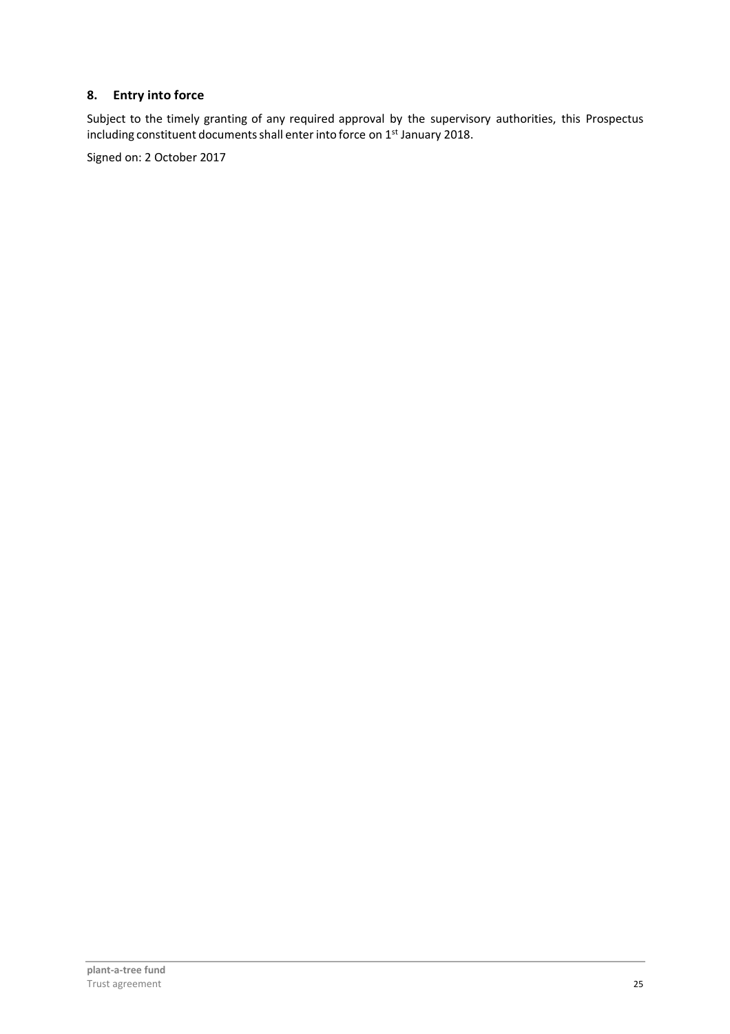## 8. Entry into force

Subject to the timely granting of any required approval by the supervisory authorities, this Prospectus including constituent documents shall enter into force on 1st January 2018.

Signed on: 2 October 2017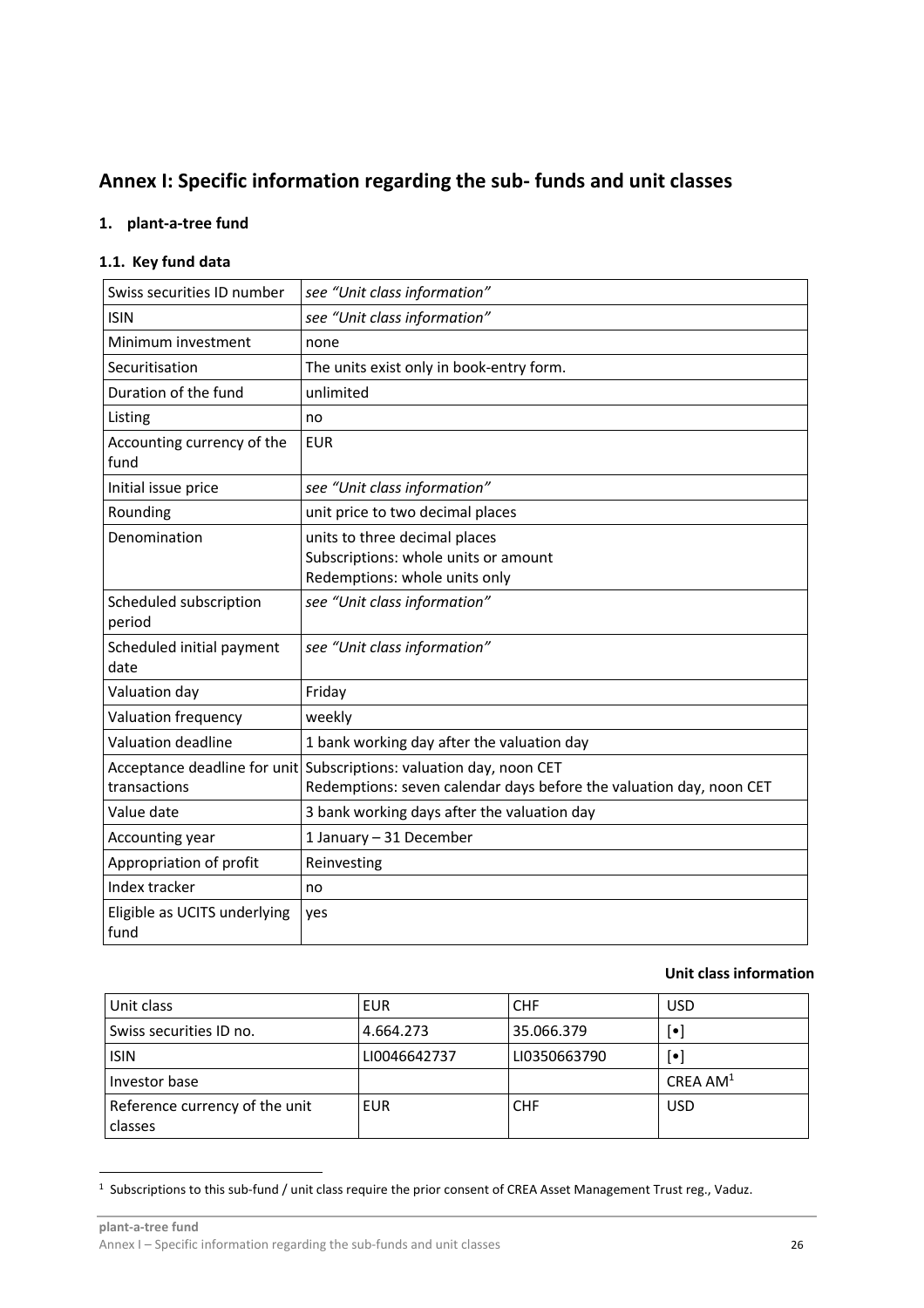# Annex I: Specific information regarding the sub- funds and unit classes

## 1. plant-a-tree fund

### 1.1. Key fund data

| | |
|---|---|
| Swiss securities ID number | *see "Unit class information"* |
| ISIN | *see "Unit class information"* |
| Minimum investment | none |
| Securitisation | The units exist only in book-entry form. |
| Duration of the fund | unlimited |
| Listing | no |
| Accounting currency of the fund | EUR |
| Initial issue price | *see "Unit class information"* |
| Rounding | unit price to two decimal places |
| Denomination | units to three decimal places<br>Subscriptions: whole units or amount<br>Redemptions: whole units only |
| Scheduled subscription period | *see "Unit class information"* |
| Scheduled initial payment date | *see "Unit class information"* |
| Valuation day | Friday |
| Valuation frequency | weekly |
| Valuation deadline | 1 bank working day after the valuation day |
| Acceptance deadline for unit transactions | Subscriptions: valuation day, noon CET<br>Redemptions: seven calendar days before the valuation day, noon CET |
| Value date | 3 bank working days after the valuation day |
| Accounting year | 1 January – 31 December |
| Appropriation of profit | Reinvesting |
| Index tracker | no |
| Eligible as UCITS underlying fund | yes |

**Unit class information**

| Unit class | EUR | CHF | USD |
|---|---|---|---|
| Swiss securities ID no. | 4.664.273 | 35.066.379 | [•] |
| ISIN | LI0046642737 | LI0350663790 | [•] |
| Investor base | | | CREA AM[1] |
| Reference currency of the unit classes | EUR | CHF | USD |

[1] Subscriptions to this sub-fund / unit class require the prior consent of CREA Asset Management Trust reg., Vaduz.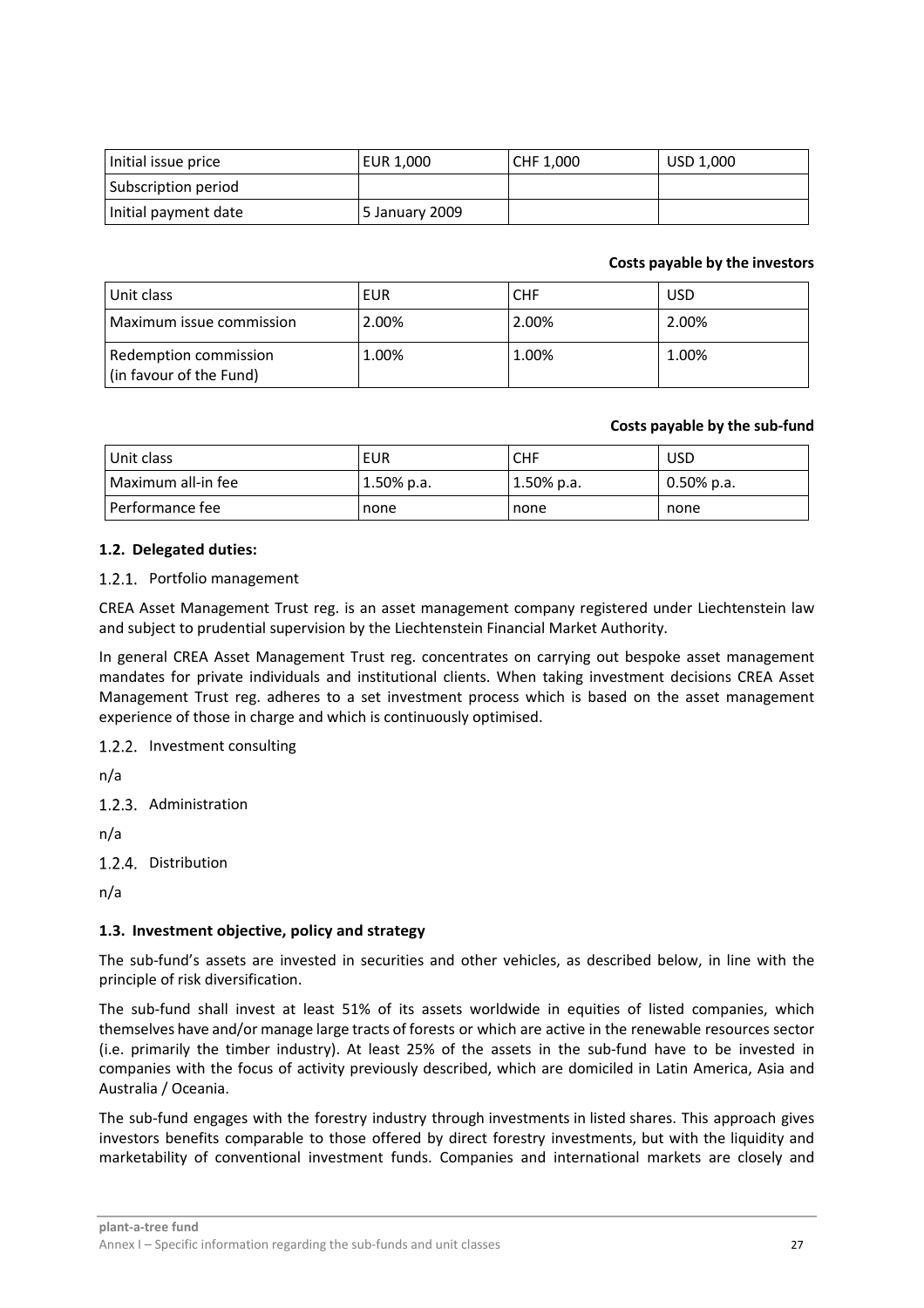| Initial issue price | EUR 1,000 | CHF 1,000 | USD 1,000 |
|---|---|---|---|
| Subscription period | | | |
| Initial payment date | 5 January 2009 | | |

**Costs payable by the investors**

| Unit class | EUR | CHF | USD |
|---|---|---|---|
| Maximum issue commission | 2.00% | 2.00% | 2.00% |
| Redemption commission (in favour of the Fund) | 1.00% | 1.00% | 1.00% |

**Costs payable by the sub-fund**

| Unit class | EUR | CHF | USD |
|---|---|---|---|
| Maximum all-in fee | 1.50% p.a. | 1.50% p.a. | 0.50% p.a. |
| Performance fee | none | none | none |

### 1.2. Delegated duties:

#### 1.2.1. Portfolio management

CREA Asset Management Trust reg. is an asset management company registered under Liechtenstein law and subject to prudential supervision by the Liechtenstein Financial Market Authority.

In general CREA Asset Management Trust reg. concentrates on carrying out bespoke asset management mandates for private individuals and institutional clients. When taking investment decisions CREA Asset Management Trust reg. adheres to a set investment process which is based on the asset management experience of those in charge and which is continuously optimised.

#### 1.2.2. Investment consulting

n/a

#### 1.2.3. Administration

n/a

#### 1.2.4. Distribution

n/a

### 1.3. Investment objective, policy and strategy

The sub-fund's assets are invested in securities and other vehicles, as described below, in line with the principle of risk diversification.

The sub-fund shall invest at least 51% of its assets worldwide in equities of listed companies, which themselves have and/or manage large tracts of forests or which are active in the renewable resources sector (i.e. primarily the timber industry). At least 25% of the assets in the sub-fund have to be invested in companies with the focus of activity previously described, which are domiciled in Latin America, Asia and Australia / Oceania.

The sub-fund engages with the forestry industry through investments in listed shares. This approach gives investors benefits comparable to those offered by direct forestry investments, but with the liquidity and marketability of conventional investment funds. Companies and international markets are closely and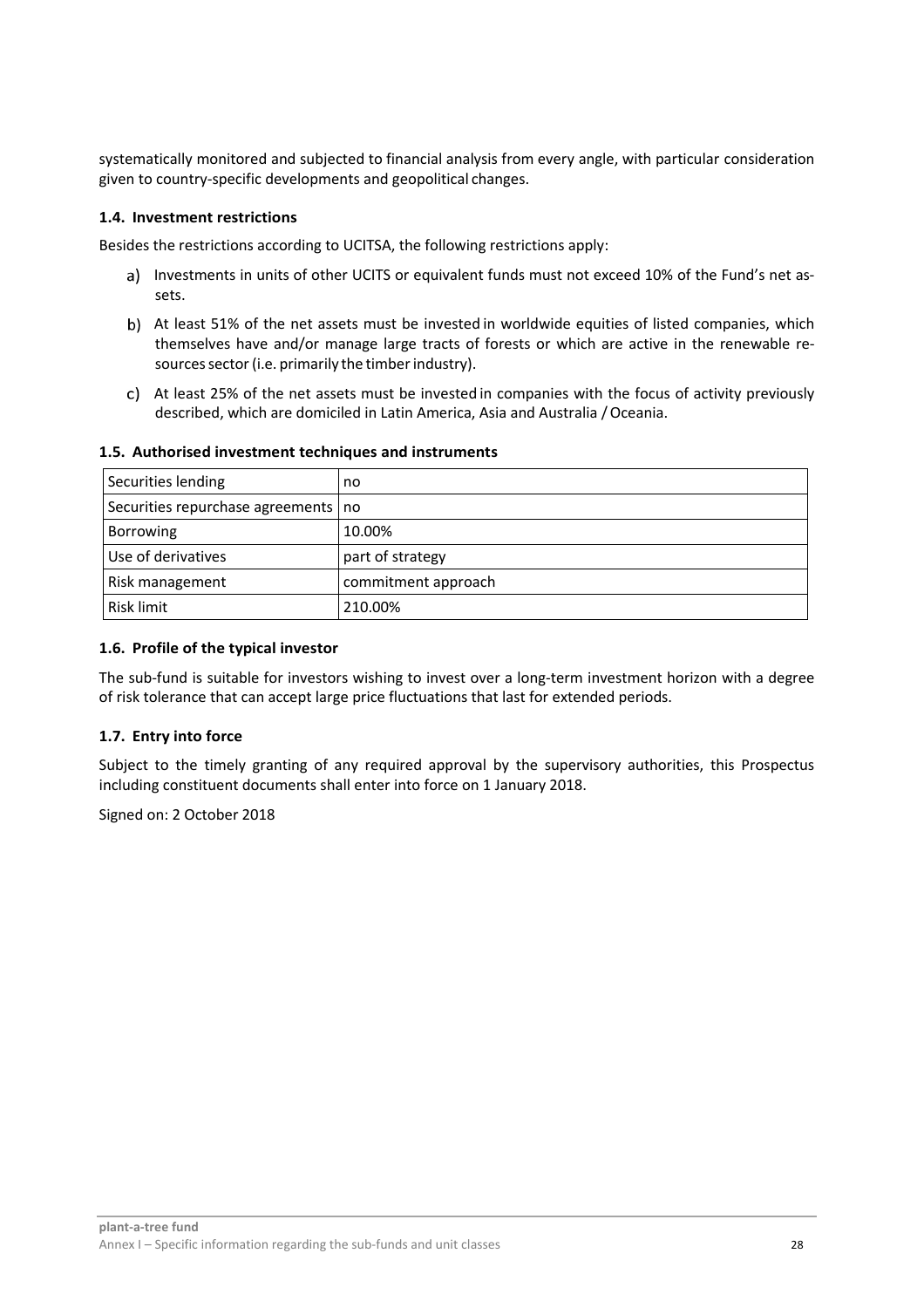systematically monitored and subjected to financial analysis from every angle, with particular consideration given to country-specific developments and geopolitical changes.

### 1.4. Investment restrictions

Besides the restrictions according to UCITSA, the following restrictions apply:

a) Investments in units of other UCITS or equivalent funds must not exceed 10% of the Fund's net assets.

b) At least 51% of the net assets must be invested in worldwide equities of listed companies, which themselves have and/or manage large tracts of forests or which are active in the renewable resources sector (i.e. primarily the timber industry).

c) At least 25% of the net assets must be invested in companies with the focus of activity previously described, which are domiciled in Latin America, Asia and Australia / Oceania.

### 1.5. Authorised investment techniques and instruments

| Securities lending | no |
|---|---|
| Securities repurchase agreements | no |
| Borrowing | 10.00% |
| Use of derivatives | part of strategy |
| Risk management | commitment approach |
| Risk limit | 210.00% |

### 1.6. Profile of the typical investor

The sub-fund is suitable for investors wishing to invest over a long-term investment horizon with a degree of risk tolerance that can accept large price fluctuations that last for extended periods.

### 1.7. Entry into force

Subject to the timely granting of any required approval by the supervisory authorities, this Prospectus including constituent documents shall enter into force on 1 January 2018.

Signed on: 2 October 2018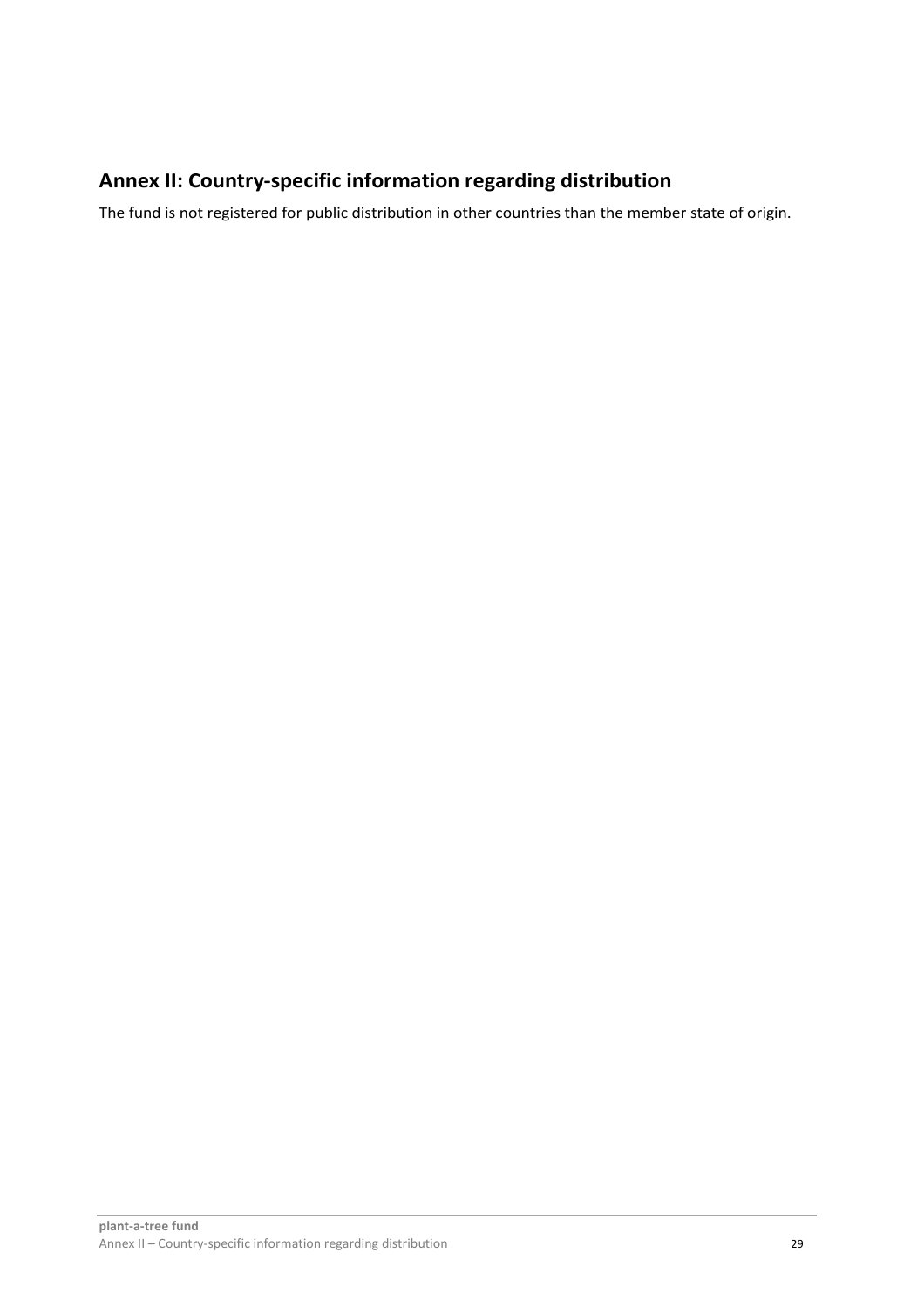## Annex II: Country-specific information regarding distribution

The fund is not registered for public distribution in other countries than the member state of origin.